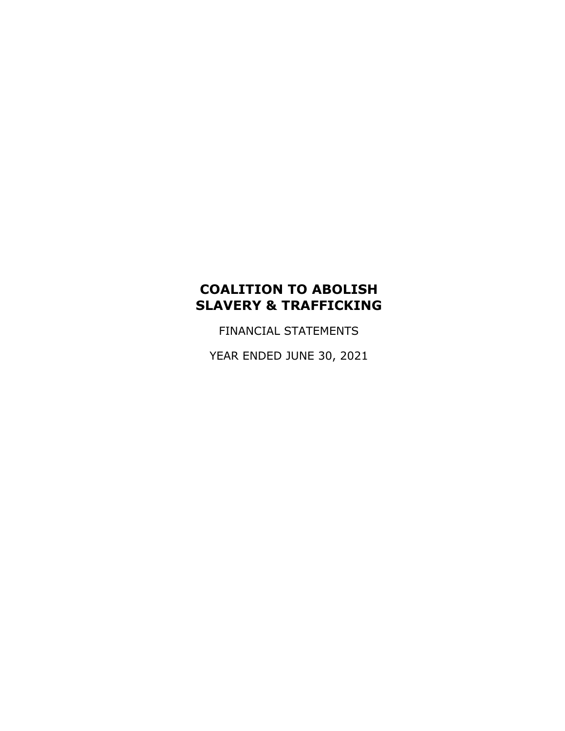# COALITION TO ABOLISH SLAVERY & TRAFFICKING

FINANCIAL STATEMENTS

YEAR ENDED JUNE 30, 2021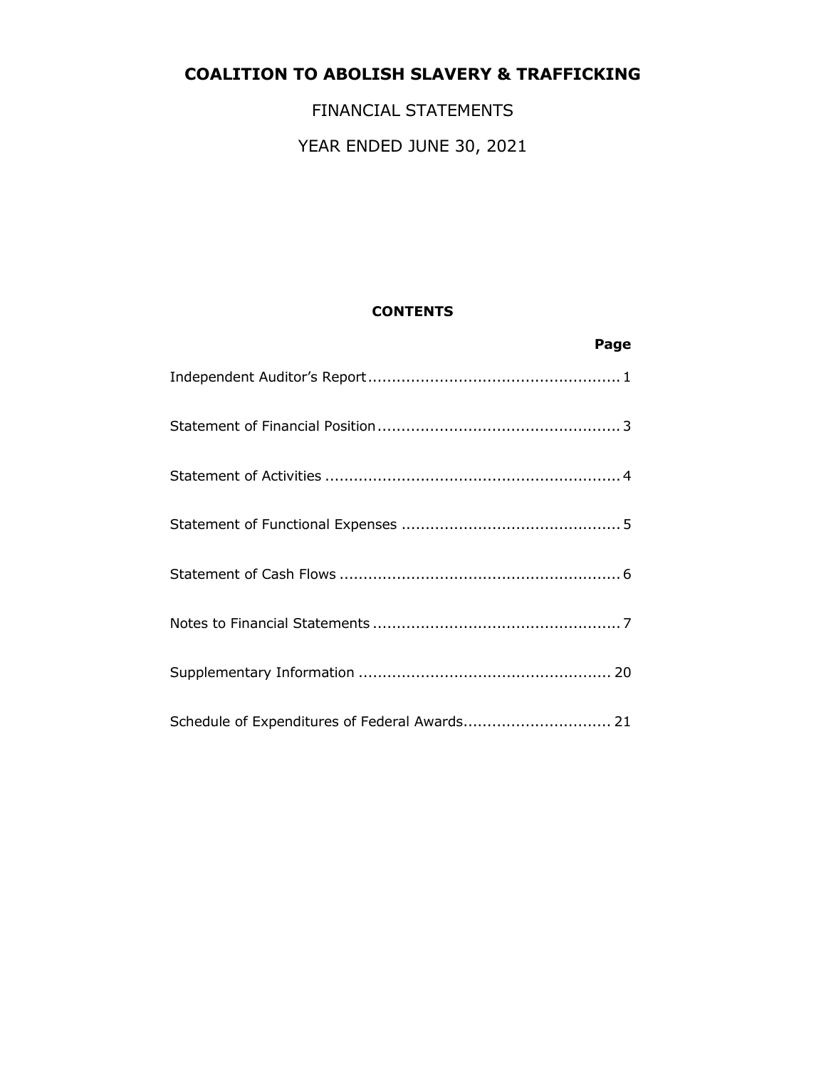# COALITION TO ABOLISH SLAVERY & TRAFFICKING

FINANCIAL STATEMENTS

YEAR ENDED JUNE 30, 2021

## CONTENTS

| | Page |
|---|---|
| Independent Auditor's Report | 1 |
| Statement of Financial Position | 3 |
| Statement of Activities | 4 |
| Statement of Functional Expenses | 5 |
| Statement of Cash Flows | 6 |
| Notes to Financial Statements | 7 |
| Supplementary Information | 20 |
| Schedule of Expenditures of Federal Awards | 21 |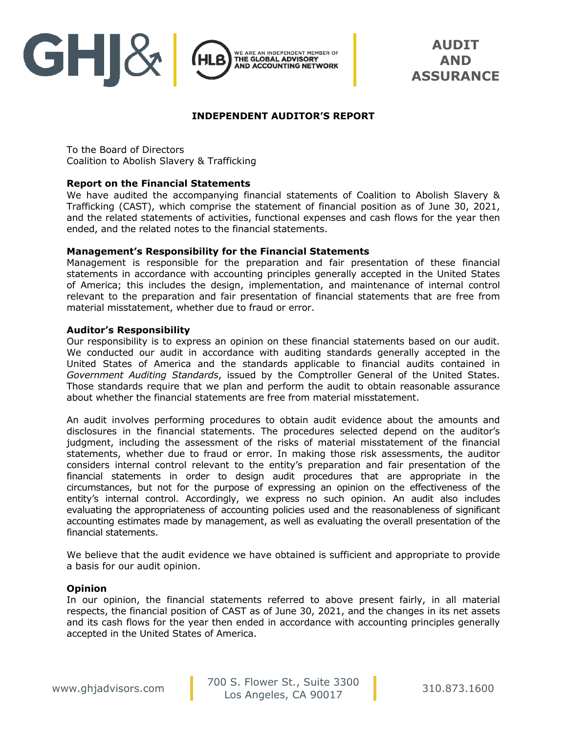GHJ& | HLB WE ARE AN INDEPENDENT MEMBER OF THE GLOBAL ADVISORY AND ACCOUNTING NETWORK

**AUDIT AND ASSURANCE**

## INDEPENDENT AUDITOR'S REPORT

To the Board of Directors
Coalition to Abolish Slavery & Trafficking

### Report on the Financial Statements

We have audited the accompanying financial statements of Coalition to Abolish Slavery & Trafficking (CAST), which comprise the statement of financial position as of June 30, 2021, and the related statements of activities, functional expenses and cash flows for the year then ended, and the related notes to the financial statements.

### Management's Responsibility for the Financial Statements

Management is responsible for the preparation and fair presentation of these financial statements in accordance with accounting principles generally accepted in the United States of America; this includes the design, implementation, and maintenance of internal control relevant to the preparation and fair presentation of financial statements that are free from material misstatement, whether due to fraud or error.

### Auditor's Responsibility

Our responsibility is to express an opinion on these financial statements based on our audit. We conducted our audit in accordance with auditing standards generally accepted in the United States of America and the standards applicable to financial audits contained in *Government Auditing Standards*, issued by the Comptroller General of the United States. Those standards require that we plan and perform the audit to obtain reasonable assurance about whether the financial statements are free from material misstatement.

An audit involves performing procedures to obtain audit evidence about the amounts and disclosures in the financial statements. The procedures selected depend on the auditor's judgment, including the assessment of the risks of material misstatement of the financial statements, whether due to fraud or error. In making those risk assessments, the auditor considers internal control relevant to the entity's preparation and fair presentation of the financial statements in order to design audit procedures that are appropriate in the circumstances, but not for the purpose of expressing an opinion on the effectiveness of the entity's internal control. Accordingly, we express no such opinion. An audit also includes evaluating the appropriateness of accounting policies used and the reasonableness of significant accounting estimates made by management, as well as evaluating the overall presentation of the financial statements.

We believe that the audit evidence we have obtained is sufficient and appropriate to provide a basis for our audit opinion.

### Opinion

In our opinion, the financial statements referred to above present fairly, in all material respects, the financial position of CAST as of June 30, 2021, and the changes in its net assets and its cash flows for the year then ended in accordance with accounting principles generally accepted in the United States of America.

www.ghjadvisors.com | 700 S. Flower St., Suite 3300 Los Angeles, CA 90017 | 310.873.1600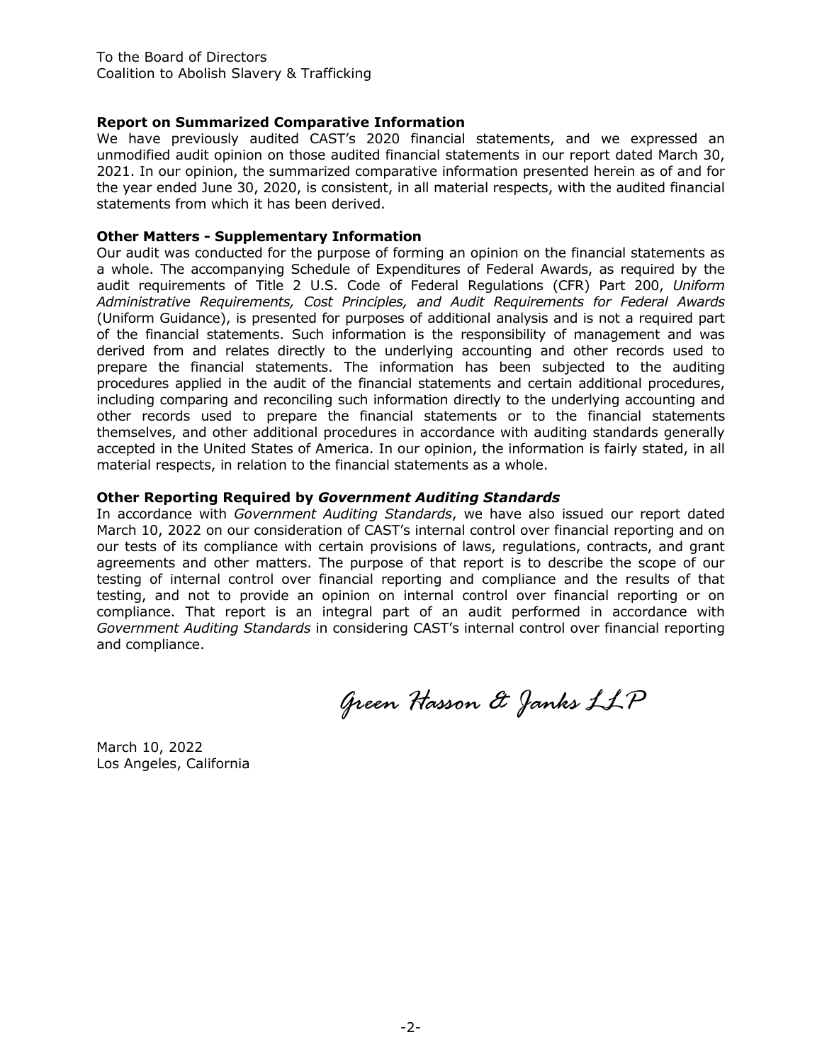To the Board of Directors
Coalition to Abolish Slavery & Trafficking

**Report on Summarized Comparative Information**

We have previously audited CAST's 2020 financial statements, and we expressed an unmodified audit opinion on those audited financial statements in our report dated March 30, 2021. In our opinion, the summarized comparative information presented herein as of and for the year ended June 30, 2020, is consistent, in all material respects, with the audited financial statements from which it has been derived.

**Other Matters - Supplementary Information**

Our audit was conducted for the purpose of forming an opinion on the financial statements as a whole. The accompanying Schedule of Expenditures of Federal Awards, as required by the audit requirements of Title 2 U.S. Code of Federal Regulations (CFR) Part 200, *Uniform Administrative Requirements, Cost Principles, and Audit Requirements for Federal Awards* (Uniform Guidance), is presented for purposes of additional analysis and is not a required part of the financial statements. Such information is the responsibility of management and was derived from and relates directly to the underlying accounting and other records used to prepare the financial statements. The information has been subjected to the auditing procedures applied in the audit of the financial statements and certain additional procedures, including comparing and reconciling such information directly to the underlying accounting and other records used to prepare the financial statements or to the financial statements themselves, and other additional procedures in accordance with auditing standards generally accepted in the United States of America. In our opinion, the information is fairly stated, in all material respects, in relation to the financial statements as a whole.

**Other Reporting Required by *Government Auditing Standards***

In accordance with *Government Auditing Standards*, we have also issued our report dated March 10, 2022 on our consideration of CAST's internal control over financial reporting and on our tests of its compliance with certain provisions of laws, regulations, contracts, and grant agreements and other matters. The purpose of that report is to describe the scope of our testing of internal control over financial reporting and compliance and the results of that testing, and not to provide an opinion on internal control over financial reporting or on compliance. That report is an integral part of an audit performed in accordance with *Government Auditing Standards* in considering CAST's internal control over financial reporting and compliance.

*Green Hasson & Janks LLP*

March 10, 2022
Los Angeles, California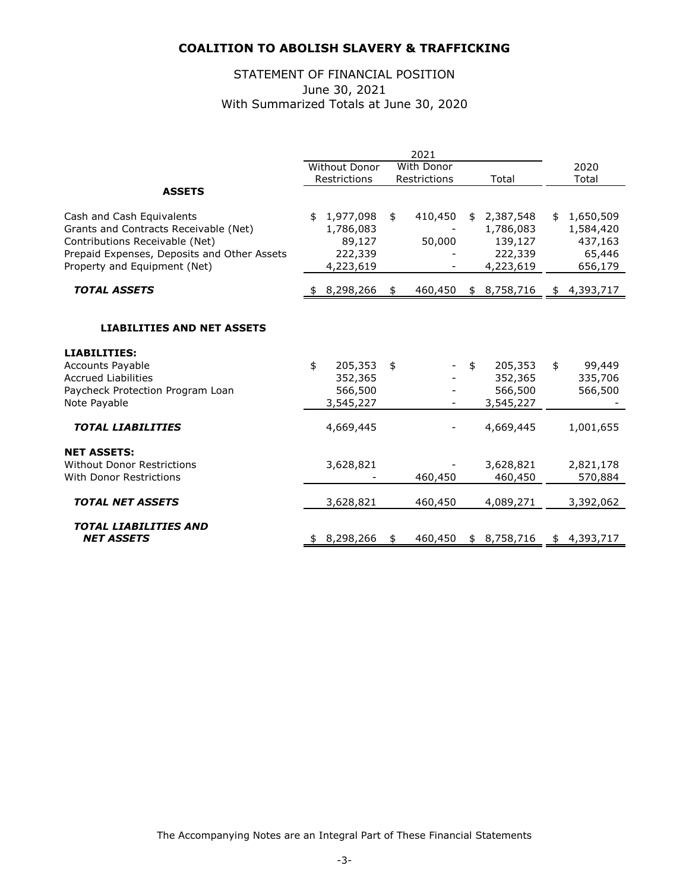# COALITION TO ABOLISH SLAVERY & TRAFFICKING

## STATEMENT OF FINANCIAL POSITION
June 30, 2021
With Summarized Totals at June 30, 2020

| | 2021 | | | |
|---|---|---|---|---|
| | Without Donor Restrictions | With Donor Restrictions | Total | 2020 Total |
| **ASSETS** | | | | |
| Cash and Cash Equivalents | $ 1,977,098 | $ 410,450 | $ 2,387,548 | $ 1,650,509 |
| Grants and Contracts Receivable (Net) | 1,786,083 | - | 1,786,083 | 1,584,420 |
| Contributions Receivable (Net) | 89,127 | 50,000 | 139,127 | 437,163 |
| Prepaid Expenses, Deposits and Other Assets | 222,339 | - | 222,339 | 65,446 |
| Property and Equipment (Net) | 4,223,619 | - | 4,223,619 | 656,179 |
| ***TOTAL ASSETS*** | $ 8,298,266 | $ 460,450 | $ 8,758,716 | $ 4,393,717 |
| **LIABILITIES AND NET ASSETS** | | | | |
| **LIABILITIES:** | | | | |
| Accounts Payable | $ 205,353 | $ - | $ 205,353 | $ 99,449 |
| Accrued Liabilities | 352,365 | - | 352,365 | 335,706 |
| Paycheck Protection Program Loan | 566,500 | - | 566,500 | 566,500 |
| Note Payable | 3,545,227 | - | 3,545,227 | - |
| ***TOTAL LIABILITIES*** | 4,669,445 | - | 4,669,445 | 1,001,655 |
| **NET ASSETS:** | | | | |
| Without Donor Restrictions | 3,628,821 | - | 3,628,821 | 2,821,178 |
| With Donor Restrictions | - | 460,450 | 460,450 | 570,884 |
| ***TOTAL NET ASSETS*** | 3,628,821 | 460,450 | 4,089,271 | 3,392,062 |
| ***TOTAL LIABILITIES AND NET ASSETS*** | $ 8,298,266 | $ 460,450 | $ 8,758,716 | $ 4,393,717 |

The Accompanying Notes are an Integral Part of These Financial Statements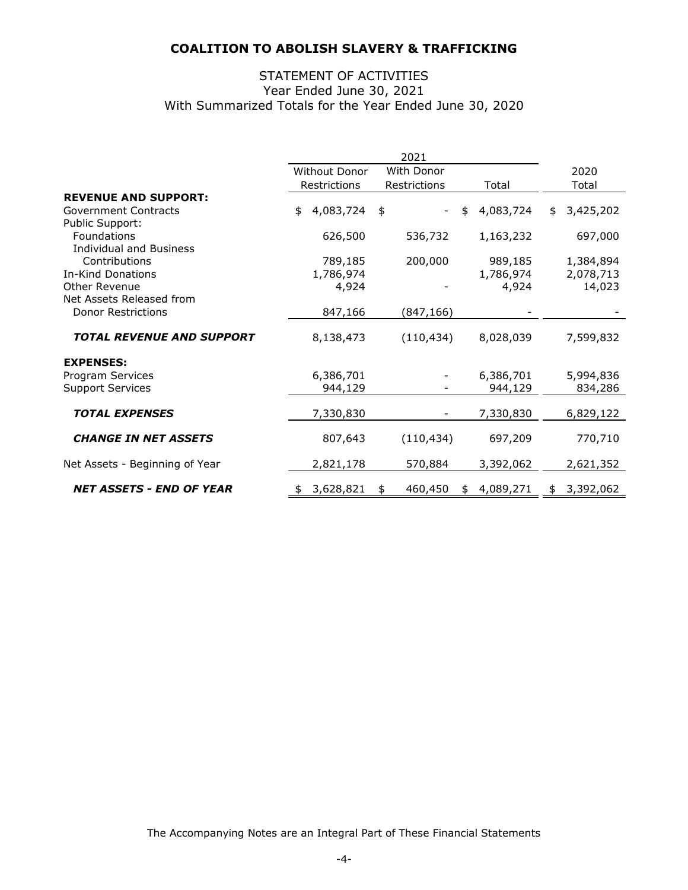# COALITION TO ABOLISH SLAVERY & TRAFFICKING

## STATEMENT OF ACTIVITIES
Year Ended June 30, 2021
With Summarized Totals for the Year Ended June 30, 2020

| | 2021 | | | 2020 |
|---|---|---|---|---|
| | Without Donor Restrictions | With Donor Restrictions | Total | Total |
| **REVENUE AND SUPPORT:** | | | | |
| Government Contracts | $ 4,083,724 | $ - | $ 4,083,724 | $ 3,425,202 |
| Public Support: | | | | |
| Foundations | 626,500 | 536,732 | 1,163,232 | 697,000 |
| Individual and Business Contributions | 789,185 | 200,000 | 989,185 | 1,384,894 |
| In-Kind Donations | 1,786,974 | | 1,786,974 | 2,078,713 |
| Other Revenue | 4,924 | - | 4,924 | 14,023 |
| Net Assets Released from Donor Restrictions | 847,166 | (847,166) | - | - |
| ***TOTAL REVENUE AND SUPPORT*** | 8,138,473 | (110,434) | 8,028,039 | 7,599,832 |
| **EXPENSES:** | | | | |
| Program Services | 6,386,701 | - | 6,386,701 | 5,994,836 |
| Support Services | 944,129 | - | 944,129 | 834,286 |
| ***TOTAL EXPENSES*** | 7,330,830 | - | 7,330,830 | 6,829,122 |
| ***CHANGE IN NET ASSETS*** | 807,643 | (110,434) | 697,209 | 770,710 |
| Net Assets - Beginning of Year | 2,821,178 | 570,884 | 3,392,062 | 2,621,352 |
| ***NET ASSETS - END OF YEAR*** | $ 3,628,821 | $ 460,450 | $ 4,089,271 | $ 3,392,062 |

The Accompanying Notes are an Integral Part of These Financial Statements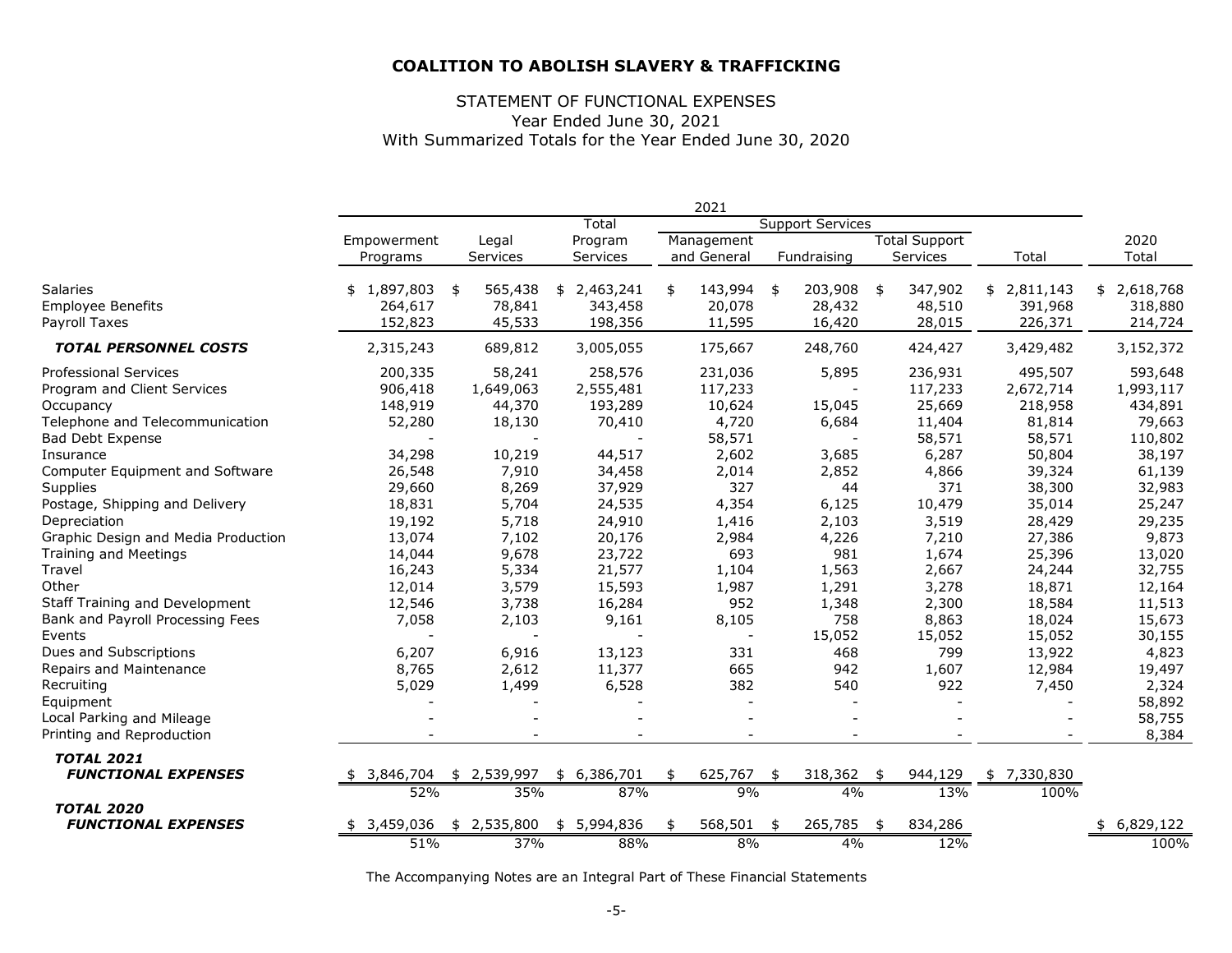# COALITION TO ABOLISH SLAVERY & TRAFFICKING

## STATEMENT OF FUNCTIONAL EXPENSES
Year Ended June 30, 2021
With Summarized Totals for the Year Ended June 30, 2020

| | 2021 | | | | | | | |
|---|---|---|---|---|---|---|---|---|
| | | | Total | Support Services | | | | |
| | Empowerment Programs | Legal Services | Program Services | Management and General | Fundraising | Total Support Services | Total | 2020 Total |
| Salaries | $ 1,897,803 | $ 565,438 | $ 2,463,241 | $ 143,994 | $ 203,908 | $ 347,902 | $ 2,811,143 | $ 2,618,768 |
| Employee Benefits | 264,617 | 78,841 | 343,458 | 20,078 | 28,432 | 48,510 | 391,968 | 318,880 |
| Payroll Taxes | 152,823 | 45,533 | 198,356 | 11,595 | 16,420 | 28,015 | 226,371 | 214,724 |
| ***TOTAL PERSONNEL COSTS*** | 2,315,243 | 689,812 | 3,005,055 | 175,667 | 248,760 | 424,427 | 3,429,482 | 3,152,372 |
| Professional Services | 200,335 | 58,241 | 258,576 | 231,036 | 5,895 | 236,931 | 495,507 | 593,648 |
| Program and Client Services | 906,418 | 1,649,063 | 2,555,481 | 117,233 | - | 117,233 | 2,672,714 | 1,993,117 |
| Occupancy | 148,919 | 44,370 | 193,289 | 10,624 | 15,045 | 25,669 | 218,958 | 434,891 |
| Telephone and Telecommunication | 52,280 | 18,130 | 70,410 | 4,720 | 6,684 | 11,404 | 81,814 | 79,663 |
| Bad Debt Expense | - | - | - | 58,571 | - | 58,571 | 58,571 | 110,802 |
| Insurance | 34,298 | 10,219 | 44,517 | 2,602 | 3,685 | 6,287 | 50,804 | 38,197 |
| Computer Equipment and Software | 26,548 | 7,910 | 34,458 | 2,014 | 2,852 | 4,866 | 39,324 | 61,139 |
| Supplies | 29,660 | 8,269 | 37,929 | 327 | 44 | 371 | 38,300 | 32,983 |
| Postage, Shipping and Delivery | 18,831 | 5,704 | 24,535 | 4,354 | 6,125 | 10,479 | 35,014 | 25,247 |
| Depreciation | 19,192 | 5,718 | 24,910 | 1,416 | 2,103 | 3,519 | 28,429 | 29,235 |
| Graphic Design and Media Production | 13,074 | 7,102 | 20,176 | 2,984 | 4,226 | 7,210 | 27,386 | 9,873 |
| Training and Meetings | 14,044 | 9,678 | 23,722 | 693 | 981 | 1,674 | 25,396 | 13,020 |
| Travel | 16,243 | 5,334 | 21,577 | 1,104 | 1,563 | 2,667 | 24,244 | 32,755 |
| Other | 12,014 | 3,579 | 15,593 | 1,987 | 1,291 | 3,278 | 18,871 | 12,164 |
| Staff Training and Development | 12,546 | 3,738 | 16,284 | 952 | 1,348 | 2,300 | 18,584 | 11,513 |
| Bank and Payroll Processing Fees | 7,058 | 2,103 | 9,161 | 8,105 | 758 | 8,863 | 18,024 | 15,673 |
| Events | - | - | - | - | 15,052 | 15,052 | 15,052 | 30,155 |
| Dues and Subscriptions | 6,207 | 6,916 | 13,123 | 331 | 468 | 799 | 13,922 | 4,823 |
| Repairs and Maintenance | 8,765 | 2,612 | 11,377 | 665 | 942 | 1,607 | 12,984 | 19,497 |
| Recruiting | 5,029 | 1,499 | 6,528 | 382 | 540 | 922 | 7,450 | 2,324 |
| Equipment | - | - | - | - | - | - | - | 58,892 |
| Local Parking and Mileage | - | - | - | - | - | - | - | 58,755 |
| Printing and Reproduction | - | - | - | - | - | - | - | 8,384 |
| ***TOTAL 2021 FUNCTIONAL EXPENSES*** | $ 3,846,704 | $ 2,539,997 | $ 6,386,701 | $ 625,767 | $ 318,362 | $ 944,129 | $ 7,330,830 | |
| | 52% | 35% | 87% | 9% | 4% | 13% | 100% | |
| ***TOTAL 2020 FUNCTIONAL EXPENSES*** | $ 3,459,036 | $ 2,535,800 | $ 5,994,836 | $ 568,501 | $ 265,785 | $ 834,286 | | $ 6,829,122 |
| | 51% | 37% | 88% | 8% | 4% | 12% | | 100% |

The Accompanying Notes are an Integral Part of These Financial Statements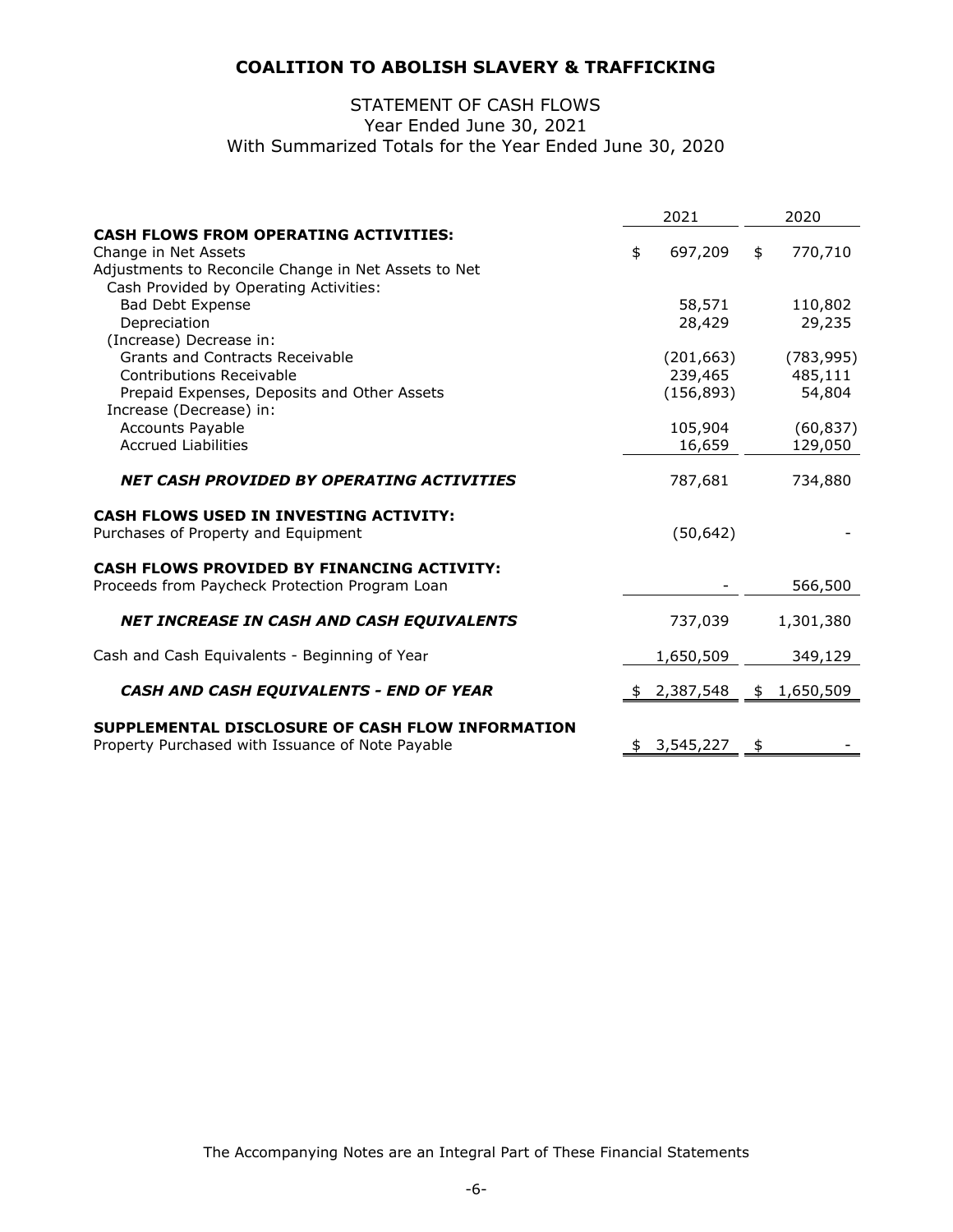# COALITION TO ABOLISH SLAVERY & TRAFFICKING

## STATEMENT OF CASH FLOWS
Year Ended June 30, 2021
With Summarized Totals for the Year Ended June 30, 2020

| | 2021 | 2020 |
|---|---|---|
| **CASH FLOWS FROM OPERATING ACTIVITIES:** | | |
| Change in Net Assets | $ 697,209 | $ 770,710 |
| Adjustments to Reconcile Change in Net Assets to Net Cash Provided by Operating Activities: | | |
| Bad Debt Expense | 58,571 | 110,802 |
| Depreciation | 28,429 | 29,235 |
| (Increase) Decrease in: | | |
| Grants and Contracts Receivable | (201,663) | (783,995) |
| Contributions Receivable | 239,465 | 485,111 |
| Prepaid Expenses, Deposits and Other Assets | (156,893) | 54,804 |
| Increase (Decrease) in: | | |
| Accounts Payable | 105,904 | (60,837) |
| Accrued Liabilities | 16,659 | 129,050 |
| ***NET CASH PROVIDED BY OPERATING ACTIVITIES*** | 787,681 | 734,880 |
| **CASH FLOWS USED IN INVESTING ACTIVITY:** | | |
| Purchases of Property and Equipment | (50,642) | - |
| **CASH FLOWS PROVIDED BY FINANCING ACTIVITY:** | | |
| Proceeds from Paycheck Protection Program Loan | - | 566,500 |
| ***NET INCREASE IN CASH AND CASH EQUIVALENTS*** | 737,039 | 1,301,380 |
| Cash and Cash Equivalents - Beginning of Year | 1,650,509 | 349,129 |
| ***CASH AND CASH EQUIVALENTS - END OF YEAR*** | $ 2,387,548 | $ 1,650,509 |
| **SUPPLEMENTAL DISCLOSURE OF CASH FLOW INFORMATION** | | |
| Property Purchased with Issuance of Note Payable | $ 3,545,227 | $ - |

The Accompanying Notes are an Integral Part of These Financial Statements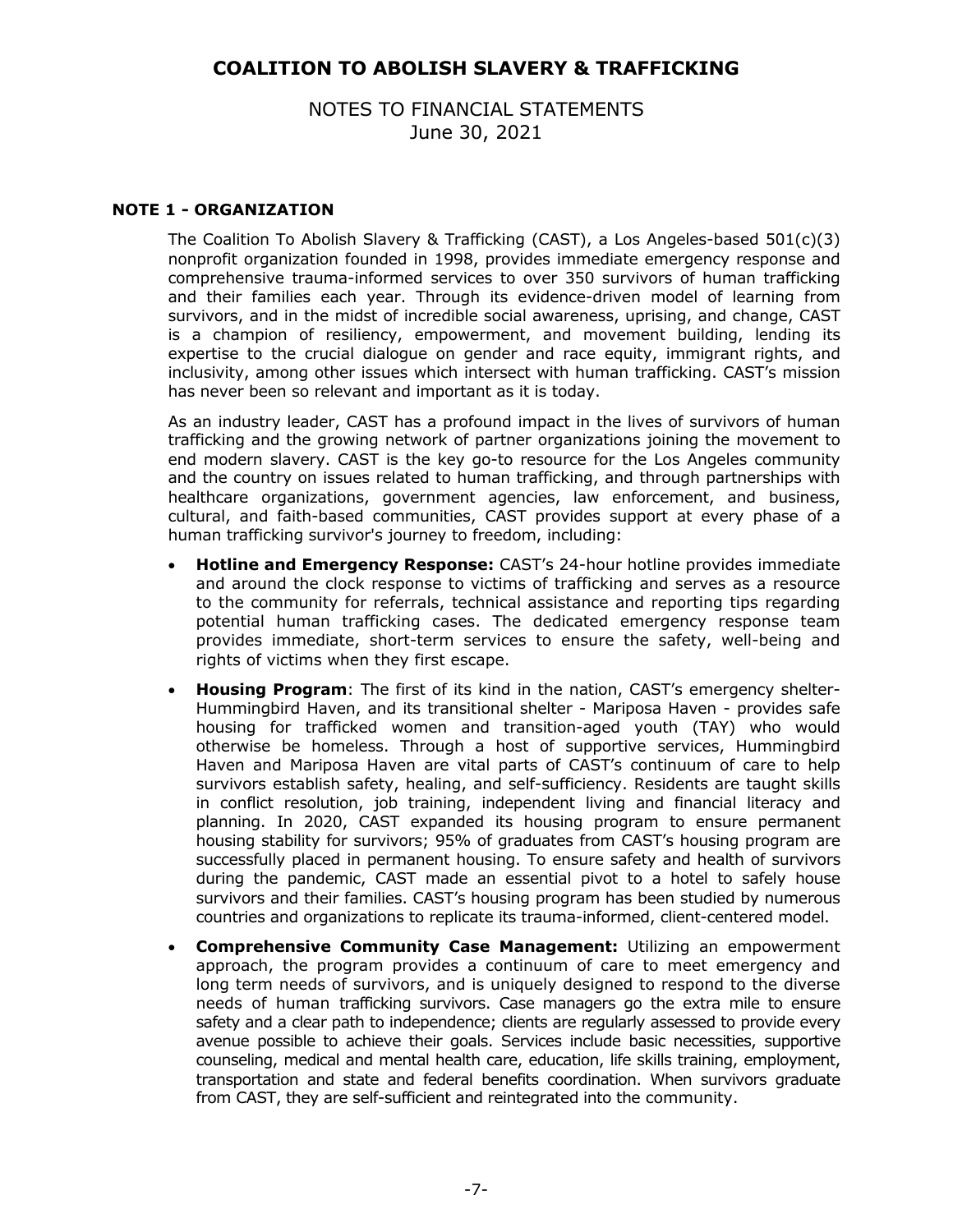# COALITION TO ABOLISH SLAVERY & TRAFFICKING

NOTES TO FINANCIAL STATEMENTS
June 30, 2021

## NOTE 1 - ORGANIZATION

The Coalition To Abolish Slavery & Trafficking (CAST), a Los Angeles-based 501(c)(3) nonprofit organization founded in 1998, provides immediate emergency response and comprehensive trauma-informed services to over 350 survivors of human trafficking and their families each year. Through its evidence-driven model of learning from survivors, and in the midst of incredible social awareness, uprising, and change, CAST is a champion of resiliency, empowerment, and movement building, lending its expertise to the crucial dialogue on gender and race equity, immigrant rights, and inclusivity, among other issues which intersect with human trafficking. CAST's mission has never been so relevant and important as it is today.

As an industry leader, CAST has a profound impact in the lives of survivors of human trafficking and the growing network of partner organizations joining the movement to end modern slavery. CAST is the key go-to resource for the Los Angeles community and the country on issues related to human trafficking, and through partnerships with healthcare organizations, government agencies, law enforcement, and business, cultural, and faith-based communities, CAST provides support at every phase of a human trafficking survivor's journey to freedom, including:

- **Hotline and Emergency Response:** CAST's 24-hour hotline provides immediate and around the clock response to victims of trafficking and serves as a resource to the community for referrals, technical assistance and reporting tips regarding potential human trafficking cases. The dedicated emergency response team provides immediate, short-term services to ensure the safety, well-being and rights of victims when they first escape.
- **Housing Program**: The first of its kind in the nation, CAST's emergency shelter-Hummingbird Haven, and its transitional shelter - Mariposa Haven - provides safe housing for trafficked women and transition-aged youth (TAY) who would otherwise be homeless. Through a host of supportive services, Hummingbird Haven and Mariposa Haven are vital parts of CAST's continuum of care to help survivors establish safety, healing, and self-sufficiency. Residents are taught skills in conflict resolution, job training, independent living and financial literacy and planning. In 2020, CAST expanded its housing program to ensure permanent housing stability for survivors; 95% of graduates from CAST's housing program are successfully placed in permanent housing. To ensure safety and health of survivors during the pandemic, CAST made an essential pivot to a hotel to safely house survivors and their families. CAST's housing program has been studied by numerous countries and organizations to replicate its trauma-informed, client-centered model.
- **Comprehensive Community Case Management:** Utilizing an empowerment approach, the program provides a continuum of care to meet emergency and long term needs of survivors, and is uniquely designed to respond to the diverse needs of human trafficking survivors. Case managers go the extra mile to ensure safety and a clear path to independence; clients are regularly assessed to provide every avenue possible to achieve their goals. Services include basic necessities, supportive counseling, medical and mental health care, education, life skills training, employment, transportation and state and federal benefits coordination. When survivors graduate from CAST, they are self-sufficient and reintegrated into the community.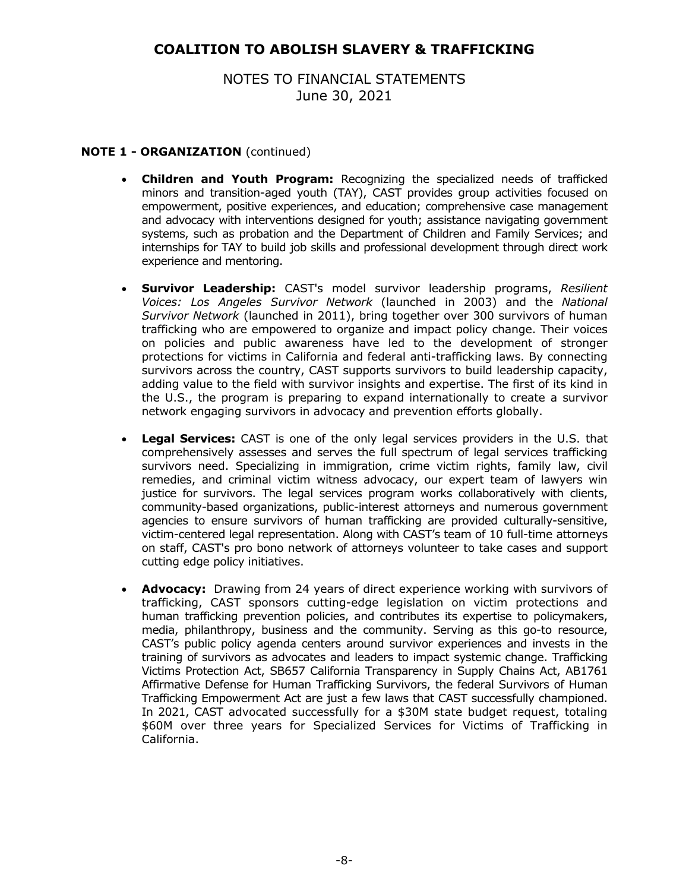# COALITION TO ABOLISH SLAVERY & TRAFFICKING

NOTES TO FINANCIAL STATEMENTS
June 30, 2021

## NOTE 1 - ORGANIZATION (continued)

- **Children and Youth Program:** Recognizing the specialized needs of trafficked minors and transition-aged youth (TAY), CAST provides group activities focused on empowerment, positive experiences, and education; comprehensive case management and advocacy with interventions designed for youth; assistance navigating government systems, such as probation and the Department of Children and Family Services; and internships for TAY to build job skills and professional development through direct work experience and mentoring.

- **Survivor Leadership:** CAST's model survivor leadership programs, *Resilient Voices: Los Angeles Survivor Network* (launched in 2003) and the *National Survivor Network* (launched in 2011), bring together over 300 survivors of human trafficking who are empowered to organize and impact policy change. Their voices on policies and public awareness have led to the development of stronger protections for victims in California and federal anti-trafficking laws. By connecting survivors across the country, CAST supports survivors to build leadership capacity, adding value to the field with survivor insights and expertise. The first of its kind in the U.S., the program is preparing to expand internationally to create a survivor network engaging survivors in advocacy and prevention efforts globally.

- **Legal Services:** CAST is one of the only legal services providers in the U.S. that comprehensively assesses and serves the full spectrum of legal services trafficking survivors need. Specializing in immigration, crime victim rights, family law, civil remedies, and criminal victim witness advocacy, our expert team of lawyers win justice for survivors. The legal services program works collaboratively with clients, community-based organizations, public-interest attorneys and numerous government agencies to ensure survivors of human trafficking are provided culturally-sensitive, victim-centered legal representation. Along with CAST's team of 10 full-time attorneys on staff, CAST's pro bono network of attorneys volunteer to take cases and support cutting edge policy initiatives.

- **Advocacy:** Drawing from 24 years of direct experience working with survivors of trafficking, CAST sponsors cutting-edge legislation on victim protections and human trafficking prevention policies, and contributes its expertise to policymakers, media, philanthropy, business and the community. Serving as this go-to resource, CAST's public policy agenda centers around survivor experiences and invests in the training of survivors as advocates and leaders to impact systemic change. Trafficking Victims Protection Act, SB657 California Transparency in Supply Chains Act, AB1761 Affirmative Defense for Human Trafficking Survivors, the federal Survivors of Human Trafficking Empowerment Act are just a few laws that CAST successfully championed. In 2021, CAST advocated successfully for a $30M state budget request, totaling $60M over three years for Specialized Services for Victims of Trafficking in California.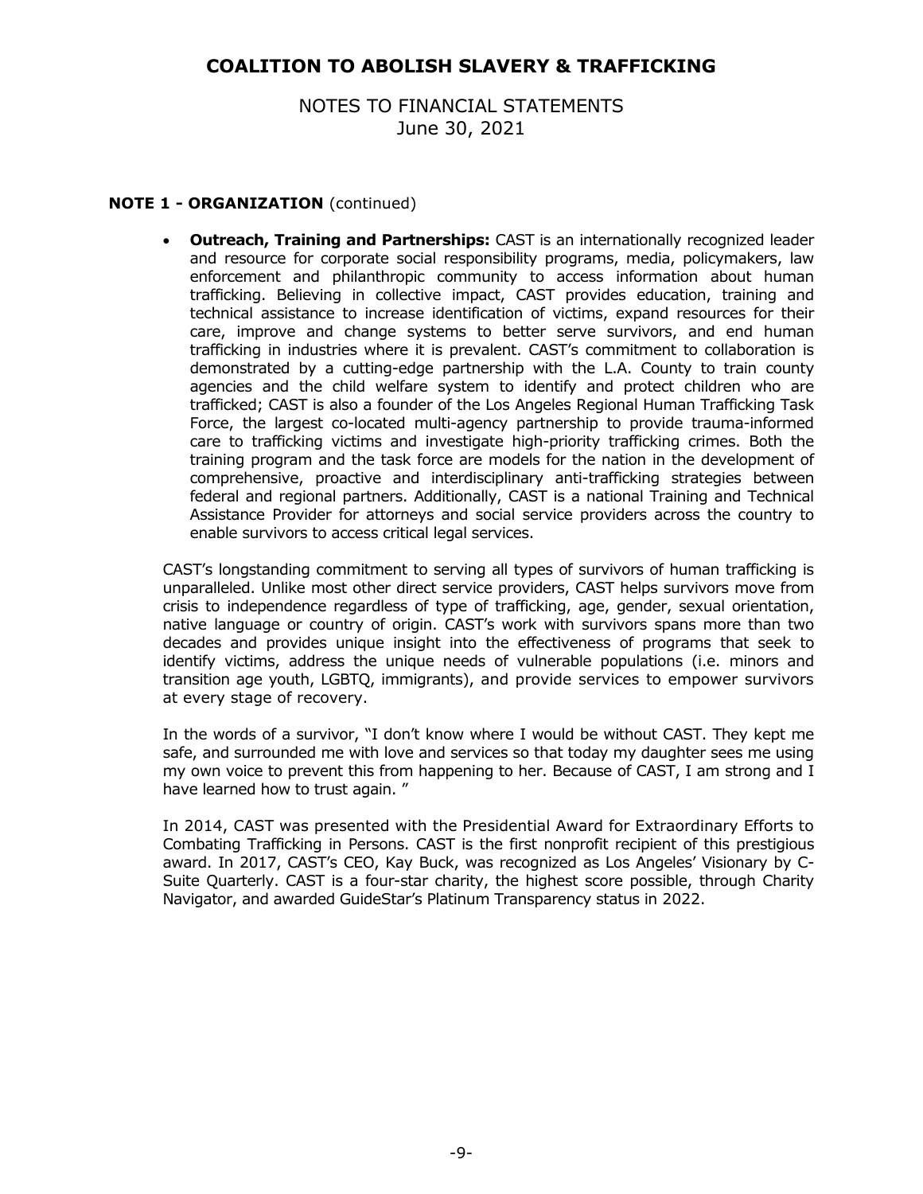# COALITION TO ABOLISH SLAVERY & TRAFFICKING

NOTES TO FINANCIAL STATEMENTS
June 30, 2021

**NOTE 1 - ORGANIZATION** (continued)

- **Outreach, Training and Partnerships:** CAST is an internationally recognized leader and resource for corporate social responsibility programs, media, policymakers, law enforcement and philanthropic community to access information about human trafficking. Believing in collective impact, CAST provides education, training and technical assistance to increase identification of victims, expand resources for their care, improve and change systems to better serve survivors, and end human trafficking in industries where it is prevalent. CAST's commitment to collaboration is demonstrated by a cutting-edge partnership with the L.A. County to train county agencies and the child welfare system to identify and protect children who are trafficked; CAST is also a founder of the Los Angeles Regional Human Trafficking Task Force, the largest co-located multi-agency partnership to provide trauma-informed care to trafficking victims and investigate high-priority trafficking crimes. Both the training program and the task force are models for the nation in the development of comprehensive, proactive and interdisciplinary anti-trafficking strategies between federal and regional partners. Additionally, CAST is a national Training and Technical Assistance Provider for attorneys and social service providers across the country to enable survivors to access critical legal services.

CAST's longstanding commitment to serving all types of survivors of human trafficking is unparalleled. Unlike most other direct service providers, CAST helps survivors move from crisis to independence regardless of type of trafficking, age, gender, sexual orientation, native language or country of origin. CAST's work with survivors spans more than two decades and provides unique insight into the effectiveness of programs that seek to identify victims, address the unique needs of vulnerable populations (i.e. minors and transition age youth, LGBTQ, immigrants), and provide services to empower survivors at every stage of recovery.

In the words of a survivor, "I don't know where I would be without CAST. They kept me safe, and surrounded me with love and services so that today my daughter sees me using my own voice to prevent this from happening to her. Because of CAST, I am strong and I have learned how to trust again. "

In 2014, CAST was presented with the Presidential Award for Extraordinary Efforts to Combating Trafficking in Persons. CAST is the first nonprofit recipient of this prestigious award. In 2017, CAST's CEO, Kay Buck, was recognized as Los Angeles' Visionary by C-Suite Quarterly. CAST is a four-star charity, the highest score possible, through Charity Navigator, and awarded GuideStar's Platinum Transparency status in 2022.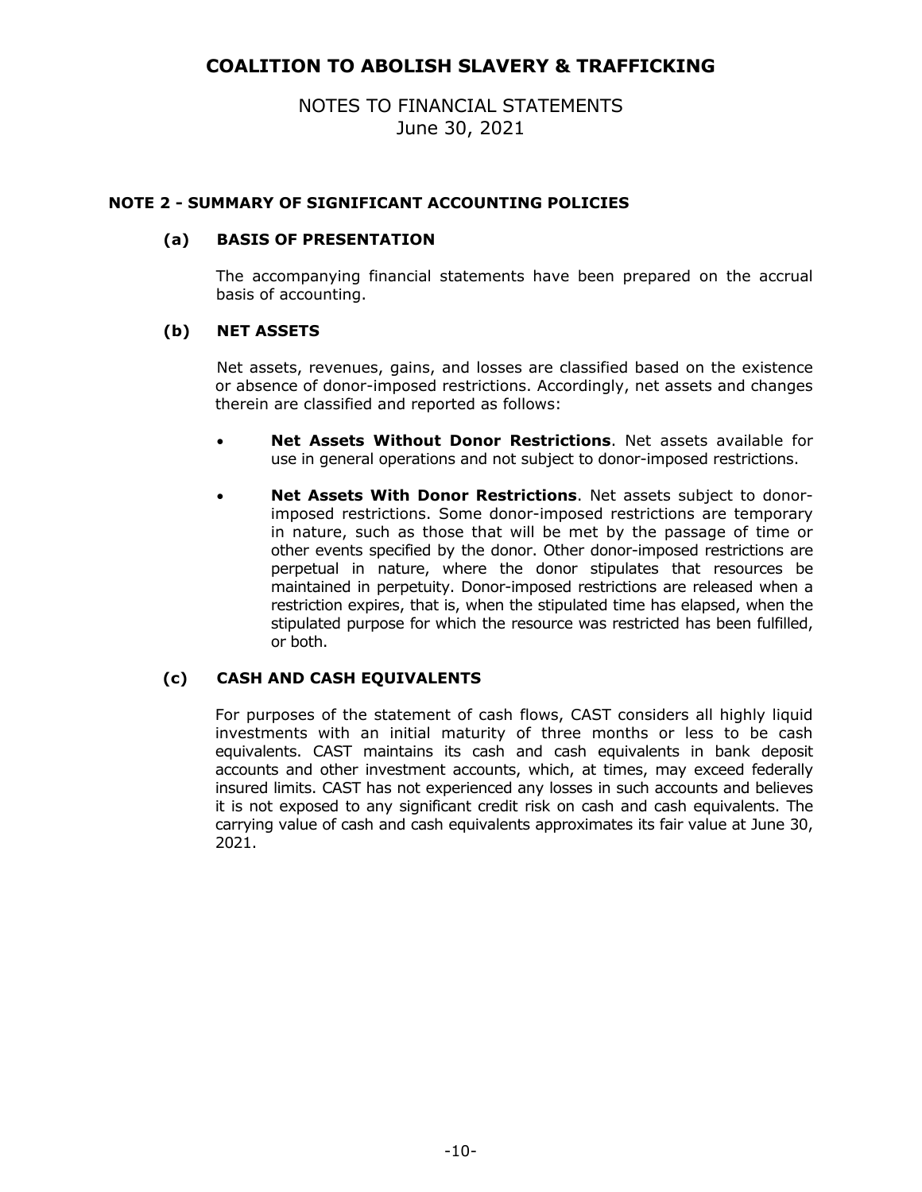# COALITION TO ABOLISH SLAVERY & TRAFFICKING

NOTES TO FINANCIAL STATEMENTS
June 30, 2021

## NOTE 2 - SUMMARY OF SIGNIFICANT ACCOUNTING POLICIES

### (a) BASIS OF PRESENTATION

The accompanying financial statements have been prepared on the accrual basis of accounting.

### (b) NET ASSETS

Net assets, revenues, gains, and losses are classified based on the existence or absence of donor-imposed restrictions. Accordingly, net assets and changes therein are classified and reported as follows:

- **Net Assets Without Donor Restrictions**. Net assets available for use in general operations and not subject to donor-imposed restrictions.
- **Net Assets With Donor Restrictions**. Net assets subject to donor-imposed restrictions. Some donor-imposed restrictions are temporary in nature, such as those that will be met by the passage of time or other events specified by the donor. Other donor-imposed restrictions are perpetual in nature, where the donor stipulates that resources be maintained in perpetuity. Donor-imposed restrictions are released when a restriction expires, that is, when the stipulated time has elapsed, when the stipulated purpose for which the resource was restricted has been fulfilled, or both.

### (c) CASH AND CASH EQUIVALENTS

For purposes of the statement of cash flows, CAST considers all highly liquid investments with an initial maturity of three months or less to be cash equivalents. CAST maintains its cash and cash equivalents in bank deposit accounts and other investment accounts, which, at times, may exceed federally insured limits. CAST has not experienced any losses in such accounts and believes it is not exposed to any significant credit risk on cash and cash equivalents. The carrying value of cash and cash equivalents approximates its fair value at June 30, 2021.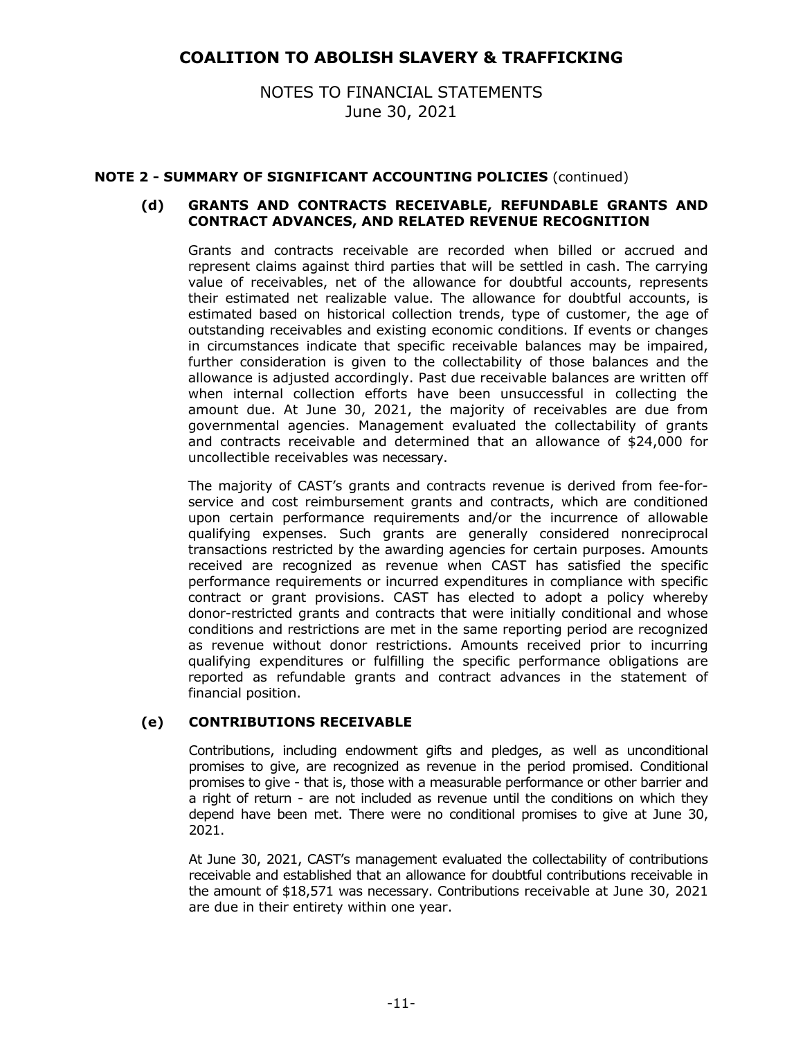# COALITION TO ABOLISH SLAVERY & TRAFFICKING

NOTES TO FINANCIAL STATEMENTS
June 30, 2021

## NOTE 2 - SUMMARY OF SIGNIFICANT ACCOUNTING POLICIES (continued)

### (d) GRANTS AND CONTRACTS RECEIVABLE, REFUNDABLE GRANTS AND CONTRACT ADVANCES, AND RELATED REVENUE RECOGNITION

Grants and contracts receivable are recorded when billed or accrued and represent claims against third parties that will be settled in cash. The carrying value of receivables, net of the allowance for doubtful accounts, represents their estimated net realizable value. The allowance for doubtful accounts, is estimated based on historical collection trends, type of customer, the age of outstanding receivables and existing economic conditions. If events or changes in circumstances indicate that specific receivable balances may be impaired, further consideration is given to the collectability of those balances and the allowance is adjusted accordingly. Past due receivable balances are written off when internal collection efforts have been unsuccessful in collecting the amount due. At June 30, 2021, the majority of receivables are due from governmental agencies. Management evaluated the collectability of grants and contracts receivable and determined that an allowance of $24,000 for uncollectible receivables was necessary.

The majority of CAST's grants and contracts revenue is derived from fee-for-service and cost reimbursement grants and contracts, which are conditioned upon certain performance requirements and/or the incurrence of allowable qualifying expenses. Such grants are generally considered nonreciprocal transactions restricted by the awarding agencies for certain purposes. Amounts received are recognized as revenue when CAST has satisfied the specific performance requirements or incurred expenditures in compliance with specific contract or grant provisions. CAST has elected to adopt a policy whereby donor-restricted grants and contracts that were initially conditional and whose conditions and restrictions are met in the same reporting period are recognized as revenue without donor restrictions. Amounts received prior to incurring qualifying expenditures or fulfilling the specific performance obligations are reported as refundable grants and contract advances in the statement of financial position.

### (e) CONTRIBUTIONS RECEIVABLE

Contributions, including endowment gifts and pledges, as well as unconditional promises to give, are recognized as revenue in the period promised. Conditional promises to give - that is, those with a measurable performance or other barrier and a right of return - are not included as revenue until the conditions on which they depend have been met. There were no conditional promises to give at June 30, 2021.

At June 30, 2021, CAST's management evaluated the collectability of contributions receivable and established that an allowance for doubtful contributions receivable in the amount of $18,571 was necessary. Contributions receivable at June 30, 2021 are due in their entirety within one year.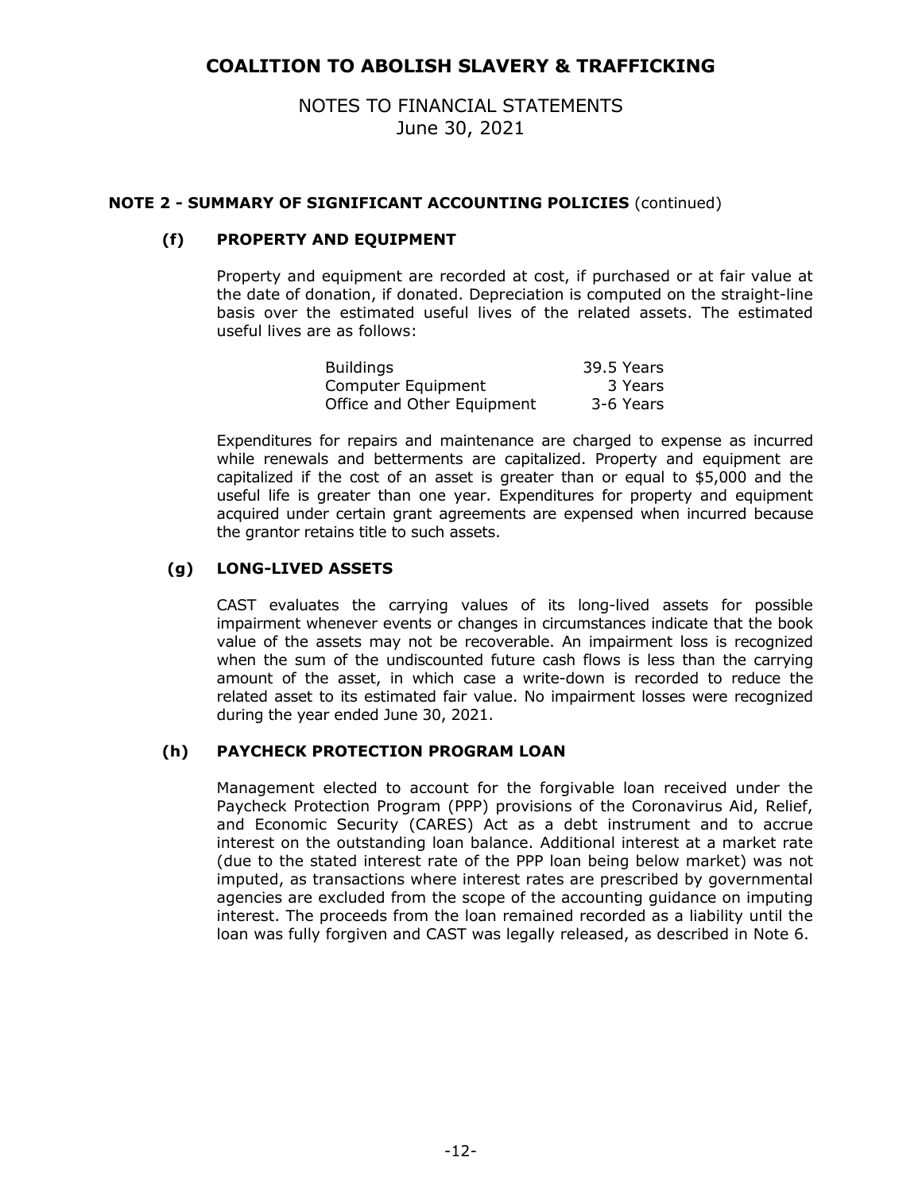# COALITION TO ABOLISH SLAVERY & TRAFFICKING

NOTES TO FINANCIAL STATEMENTS
June 30, 2021

## NOTE 2 - SUMMARY OF SIGNIFICANT ACCOUNTING POLICIES (continued)

### (f) PROPERTY AND EQUIPMENT

Property and equipment are recorded at cost, if purchased or at fair value at the date of donation, if donated. Depreciation is computed on the straight-line basis over the estimated useful lives of the related assets. The estimated useful lives are as follows:

| | |
|---|---|
| Buildings | 39.5 Years |
| Computer Equipment | 3 Years |
| Office and Other Equipment | 3-6 Years |

Expenditures for repairs and maintenance are charged to expense as incurred while renewals and betterments are capitalized. Property and equipment are capitalized if the cost of an asset is greater than or equal to $5,000 and the useful life is greater than one year. Expenditures for property and equipment acquired under certain grant agreements are expensed when incurred because the grantor retains title to such assets.

### (g) LONG-LIVED ASSETS

CAST evaluates the carrying values of its long-lived assets for possible impairment whenever events or changes in circumstances indicate that the book value of the assets may not be recoverable. An impairment loss is recognized when the sum of the undiscounted future cash flows is less than the carrying amount of the asset, in which case a write-down is recorded to reduce the related asset to its estimated fair value. No impairment losses were recognized during the year ended June 30, 2021.

### (h) PAYCHECK PROTECTION PROGRAM LOAN

Management elected to account for the forgivable loan received under the Paycheck Protection Program (PPP) provisions of the Coronavirus Aid, Relief, and Economic Security (CARES) Act as a debt instrument and to accrue interest on the outstanding loan balance. Additional interest at a market rate (due to the stated interest rate of the PPP loan being below market) was not imputed, as transactions where interest rates are prescribed by governmental agencies are excluded from the scope of the accounting guidance on imputing interest. The proceeds from the loan remained recorded as a liability until the loan was fully forgiven and CAST was legally released, as described in Note 6.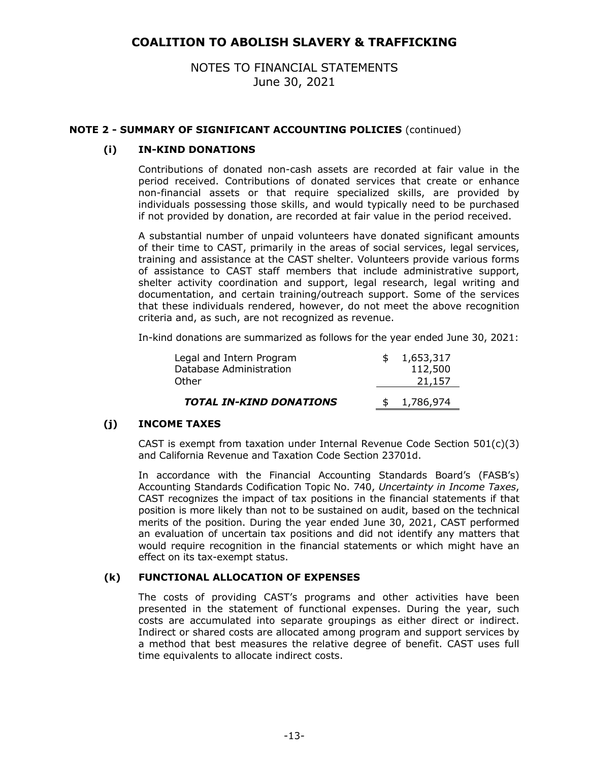# COALITION TO ABOLISH SLAVERY & TRAFFICKING

NOTES TO FINANCIAL STATEMENTS
June 30, 2021

**NOTE 2 - SUMMARY OF SIGNIFICANT ACCOUNTING POLICIES** (continued)

**(i) IN-KIND DONATIONS**

Contributions of donated non-cash assets are recorded at fair value in the period received. Contributions of donated services that create or enhance non-financial assets or that require specialized skills, are provided by individuals possessing those skills, and would typically need to be purchased if not provided by donation, are recorded at fair value in the period received.

A substantial number of unpaid volunteers have donated significant amounts of their time to CAST, primarily in the areas of social services, legal services, training and assistance at the CAST shelter. Volunteers provide various forms of assistance to CAST staff members that include administrative support, shelter activity coordination and support, legal research, legal writing and documentation, and certain training/outreach support. Some of the services that these individuals rendered, however, do not meet the above recognition criteria and, as such, are not recognized as revenue.

In-kind donations are summarized as follows for the year ended June 30, 2021:

| | |
|---|---|
| Legal and Intern Program | $ 1,653,317 |
| Database Administration | 112,500 |
| Other | 21,157 |
| ***TOTAL IN-KIND DONATIONS*** | $ 1,786,974 |

**(j) INCOME TAXES**

CAST is exempt from taxation under Internal Revenue Code Section 501(c)(3) and California Revenue and Taxation Code Section 23701d.

In accordance with the Financial Accounting Standards Board's (FASB's) Accounting Standards Codification Topic No. 740, *Uncertainty in Income Taxes*, CAST recognizes the impact of tax positions in the financial statements if that position is more likely than not to be sustained on audit, based on the technical merits of the position. During the year ended June 30, 2021, CAST performed an evaluation of uncertain tax positions and did not identify any matters that would require recognition in the financial statements or which might have an effect on its tax-exempt status.

**(k) FUNCTIONAL ALLOCATION OF EXPENSES**

The costs of providing CAST's programs and other activities have been presented in the statement of functional expenses. During the year, such costs are accumulated into separate groupings as either direct or indirect. Indirect or shared costs are allocated among program and support services by a method that best measures the relative degree of benefit. CAST uses full time equivalents to allocate indirect costs.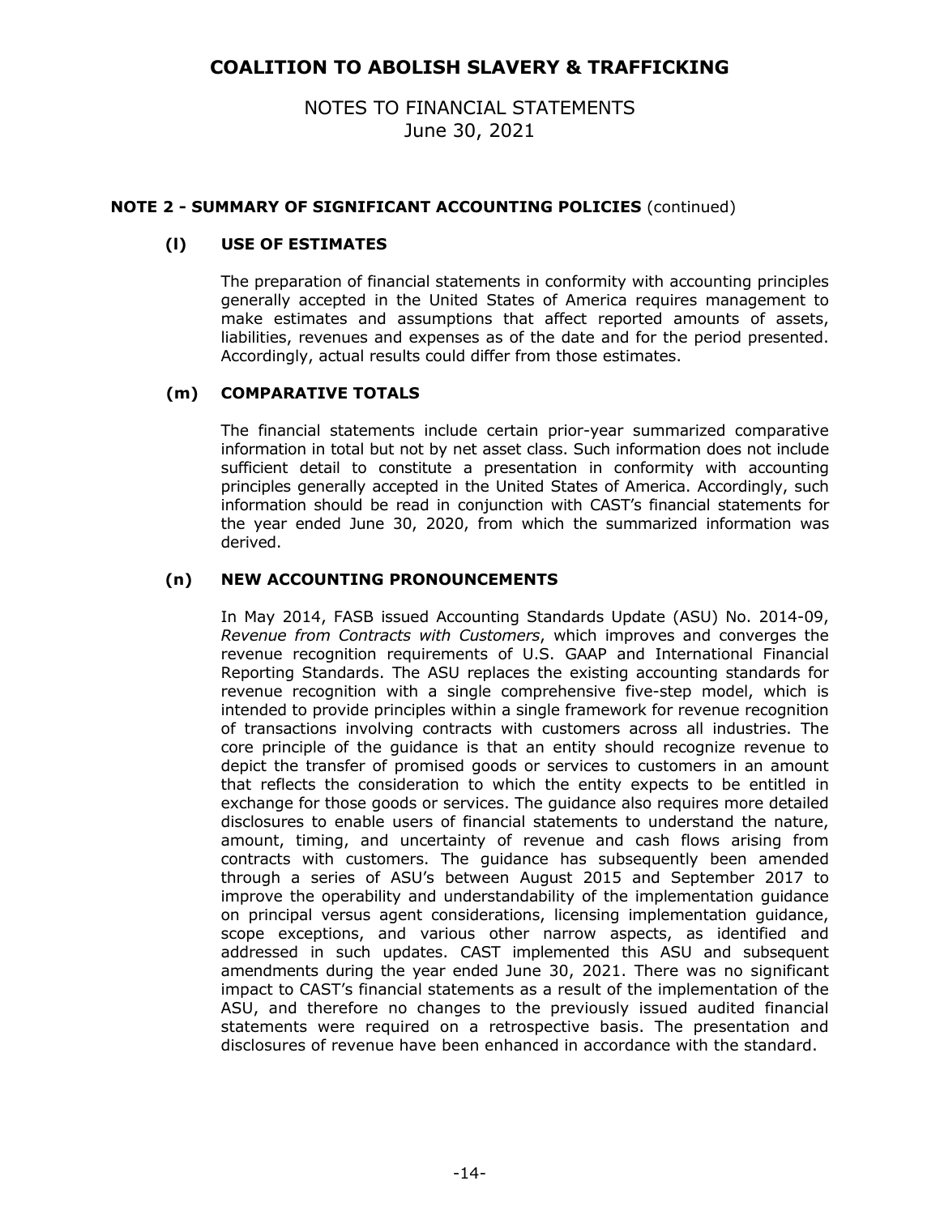## NOTE 2 - SUMMARY OF SIGNIFICANT ACCOUNTING POLICIES (continued)

### (l) USE OF ESTIMATES

The preparation of financial statements in conformity with accounting principles generally accepted in the United States of America requires management to make estimates and assumptions that affect reported amounts of assets, liabilities, revenues and expenses as of the date and for the period presented. Accordingly, actual results could differ from those estimates.

### (m) COMPARATIVE TOTALS

The financial statements include certain prior-year summarized comparative information in total but not by net asset class. Such information does not include sufficient detail to constitute a presentation in conformity with accounting principles generally accepted in the United States of America. Accordingly, such information should be read in conjunction with CAST's financial statements for the year ended June 30, 2020, from which the summarized information was derived.

### (n) NEW ACCOUNTING PRONOUNCEMENTS

In May 2014, FASB issued Accounting Standards Update (ASU) No. 2014-09, *Revenue from Contracts with Customers*, which improves and converges the revenue recognition requirements of U.S. GAAP and International Financial Reporting Standards. The ASU replaces the existing accounting standards for revenue recognition with a single comprehensive five-step model, which is intended to provide principles within a single framework for revenue recognition of transactions involving contracts with customers across all industries. The core principle of the guidance is that an entity should recognize revenue to depict the transfer of promised goods or services to customers in an amount that reflects the consideration to which the entity expects to be entitled in exchange for those goods or services. The guidance also requires more detailed disclosures to enable users of financial statements to understand the nature, amount, timing, and uncertainty of revenue and cash flows arising from contracts with customers. The guidance has subsequently been amended through a series of ASU's between August 2015 and September 2017 to improve the operability and understandability of the implementation guidance on principal versus agent considerations, licensing implementation guidance, scope exceptions, and various other narrow aspects, as identified and addressed in such updates. CAST implemented this ASU and subsequent amendments during the year ended June 30, 2021. There was no significant impact to CAST's financial statements as a result of the implementation of the ASU, and therefore no changes to the previously issued audited financial statements were required on a retrospective basis. The presentation and disclosures of revenue have been enhanced in accordance with the standard.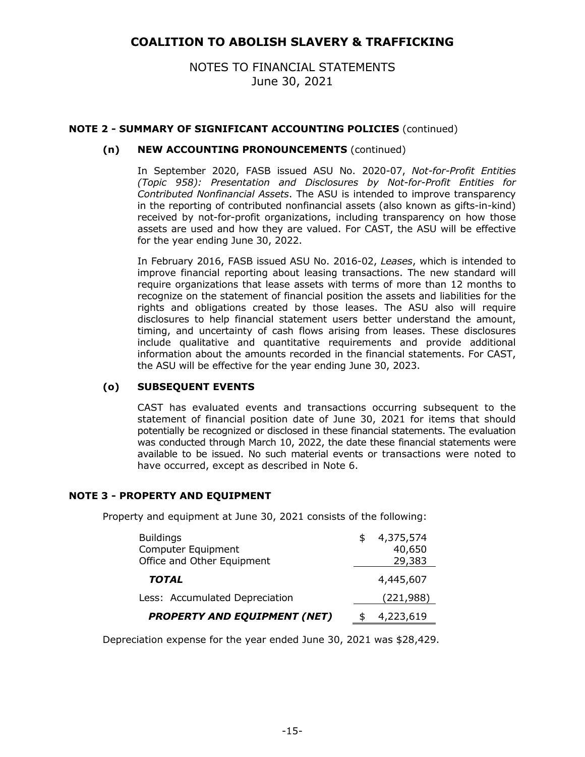# COALITION TO ABOLISH SLAVERY & TRAFFICKING

NOTES TO FINANCIAL STATEMENTS
June 30, 2021

## NOTE 2 - SUMMARY OF SIGNIFICANT ACCOUNTING POLICIES (continued)

### (n) NEW ACCOUNTING PRONOUNCEMENTS (continued)

In September 2020, FASB issued ASU No. 2020-07, *Not-for-Profit Entities (Topic 958): Presentation and Disclosures by Not-for-Profit Entities for Contributed Nonfinancial Assets*. The ASU is intended to improve transparency in the reporting of contributed nonfinancial assets (also known as gifts-in-kind) received by not-for-profit organizations, including transparency on how those assets are used and how they are valued. For CAST, the ASU will be effective for the year ending June 30, 2022.

In February 2016, FASB issued ASU No. 2016-02, *Leases*, which is intended to improve financial reporting about leasing transactions. The new standard will require organizations that lease assets with terms of more than 12 months to recognize on the statement of financial position the assets and liabilities for the rights and obligations created by those leases. The ASU also will require disclosures to help financial statement users better understand the amount, timing, and uncertainty of cash flows arising from leases. These disclosures include qualitative and quantitative requirements and provide additional information about the amounts recorded in the financial statements. For CAST, the ASU will be effective for the year ending June 30, 2023.

### (o) SUBSEQUENT EVENTS

CAST has evaluated events and transactions occurring subsequent to the statement of financial position date of June 30, 2021 for items that should potentially be recognized or disclosed in these financial statements. The evaluation was conducted through March 10, 2022, the date these financial statements were available to be issued. No such material events or transactions were noted to have occurred, except as described in Note 6.

## NOTE 3 - PROPERTY AND EQUIPMENT

Property and equipment at June 30, 2021 consists of the following:

| | |
|---|---|
| Buildings | $ 4,375,574 |
| Computer Equipment | 40,650 |
| Office and Other Equipment | 29,383 |
| ***TOTAL*** | 4,445,607 |
| Less: Accumulated Depreciation | (221,988) |
| ***PROPERTY AND EQUIPMENT (NET)*** | $ 4,223,619 |

Depreciation expense for the year ended June 30, 2021 was $28,429.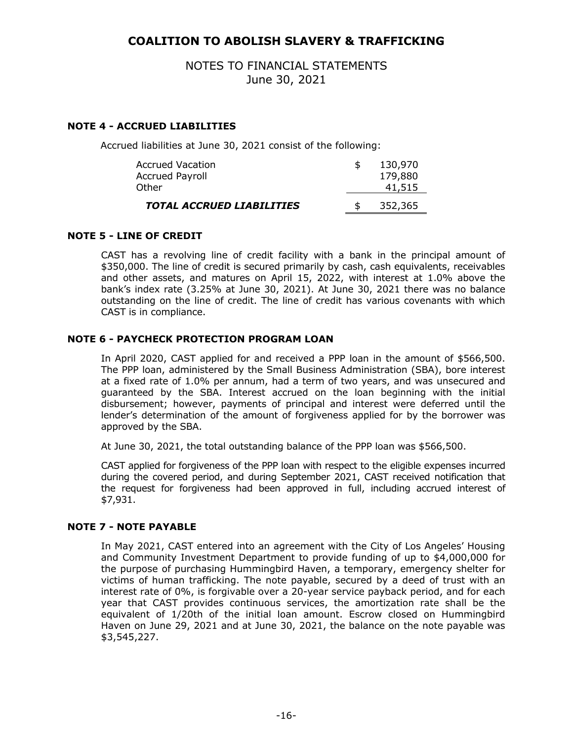# COALITION TO ABOLISH SLAVERY & TRAFFICKING

NOTES TO FINANCIAL STATEMENTS
June 30, 2021

### NOTE 4 - ACCRUED LIABILITIES

Accrued liabilities at June 30, 2021 consist of the following:

| | |
|---|---|
| Accrued Vacation | $ 130,970 |
| Accrued Payroll | 179,880 |
| Other | 41,515 |
| ***TOTAL ACCRUED LIABILITIES*** | $ 352,365 |

### NOTE 5 - LINE OF CREDIT

CAST has a revolving line of credit facility with a bank in the principal amount of $350,000. The line of credit is secured primarily by cash, cash equivalents, receivables and other assets, and matures on April 15, 2022, with interest at 1.0% above the bank's index rate (3.25% at June 30, 2021). At June 30, 2021 there was no balance outstanding on the line of credit. The line of credit has various covenants with which CAST is in compliance.

### NOTE 6 - PAYCHECK PROTECTION PROGRAM LOAN

In April 2020, CAST applied for and received a PPP loan in the amount of $566,500. The PPP loan, administered by the Small Business Administration (SBA), bore interest at a fixed rate of 1.0% per annum, had a term of two years, and was unsecured and guaranteed by the SBA. Interest accrued on the loan beginning with the initial disbursement; however, payments of principal and interest were deferred until the lender's determination of the amount of forgiveness applied for by the borrower was approved by the SBA.

At June 30, 2021, the total outstanding balance of the PPP loan was $566,500.

CAST applied for forgiveness of the PPP loan with respect to the eligible expenses incurred during the covered period, and during September 2021, CAST received notification that the request for forgiveness had been approved in full, including accrued interest of $7,931.

### NOTE 7 - NOTE PAYABLE

In May 2021, CAST entered into an agreement with the City of Los Angeles' Housing and Community Investment Department to provide funding of up to $4,000,000 for the purpose of purchasing Hummingbird Haven, a temporary, emergency shelter for victims of human trafficking. The note payable, secured by a deed of trust with an interest rate of 0%, is forgivable over a 20-year service payback period, and for each year that CAST provides continuous services, the amortization rate shall be the equivalent of 1/20th of the initial loan amount. Escrow closed on Hummingbird Haven on June 29, 2021 and at June 30, 2021, the balance on the note payable was $3,545,227.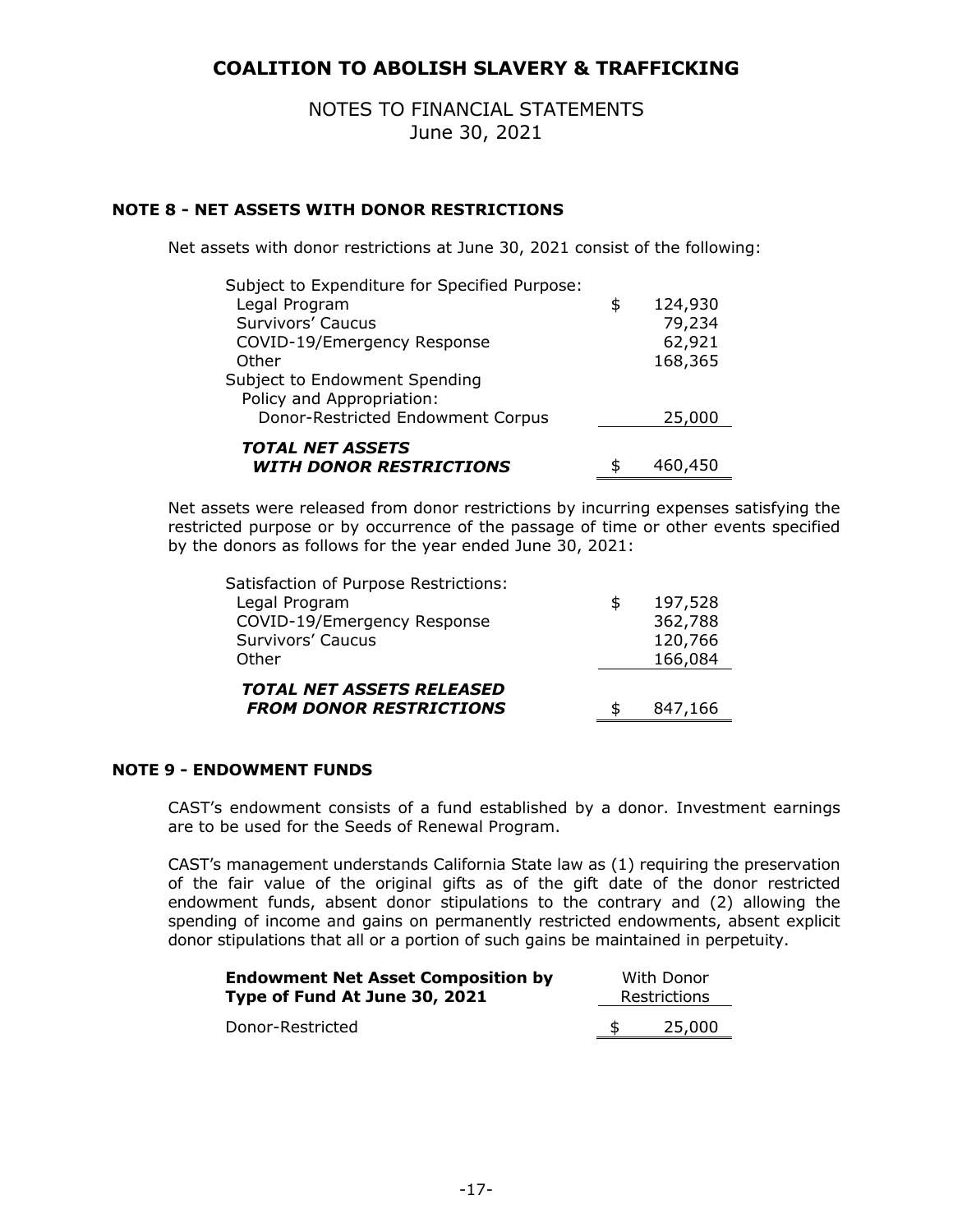# COALITION TO ABOLISH SLAVERY & TRAFFICKING

NOTES TO FINANCIAL STATEMENTS
June 30, 2021

### NOTE 8 - NET ASSETS WITH DONOR RESTRICTIONS

Net assets with donor restrictions at June 30, 2021 consist of the following:

| | |
|---|---|
| Subject to Expenditure for Specified Purpose: | |
| Legal Program | $ 124,930 |
| Survivors' Caucus | 79,234 |
| COVID-19/Emergency Response | 62,921 |
| Other | 168,365 |
| Subject to Endowment Spending Policy and Appropriation: | |
| Donor-Restricted Endowment Corpus | 25,000 |
| ***TOTAL NET ASSETS WITH DONOR RESTRICTIONS*** | $ 460,450 |

Net assets were released from donor restrictions by incurring expenses satisfying the restricted purpose or by occurrence of the passage of time or other events specified by the donors as follows for the year ended June 30, 2021:

| | |
|---|---|
| Satisfaction of Purpose Restrictions: | |
| Legal Program | $ 197,528 |
| COVID-19/Emergency Response | 362,788 |
| Survivors' Caucus | 120,766 |
| Other | 166,084 |
| ***TOTAL NET ASSETS RELEASED FROM DONOR RESTRICTIONS*** | $ 847,166 |

### NOTE 9 - ENDOWMENT FUNDS

CAST's endowment consists of a fund established by a donor. Investment earnings are to be used for the Seeds of Renewal Program.

CAST's management understands California State law as (1) requiring the preservation of the fair value of the original gifts as of the gift date of the donor restricted endowment funds, absent donor stipulations to the contrary and (2) allowing the spending of income and gains on permanently restricted endowments, absent explicit donor stipulations that all or a portion of such gains be maintained in perpetuity.

| **Endowment Net Asset Composition by Type of Fund At June 30, 2021** | With Donor Restrictions |
|---|---|
| Donor-Restricted | $ 25,000 |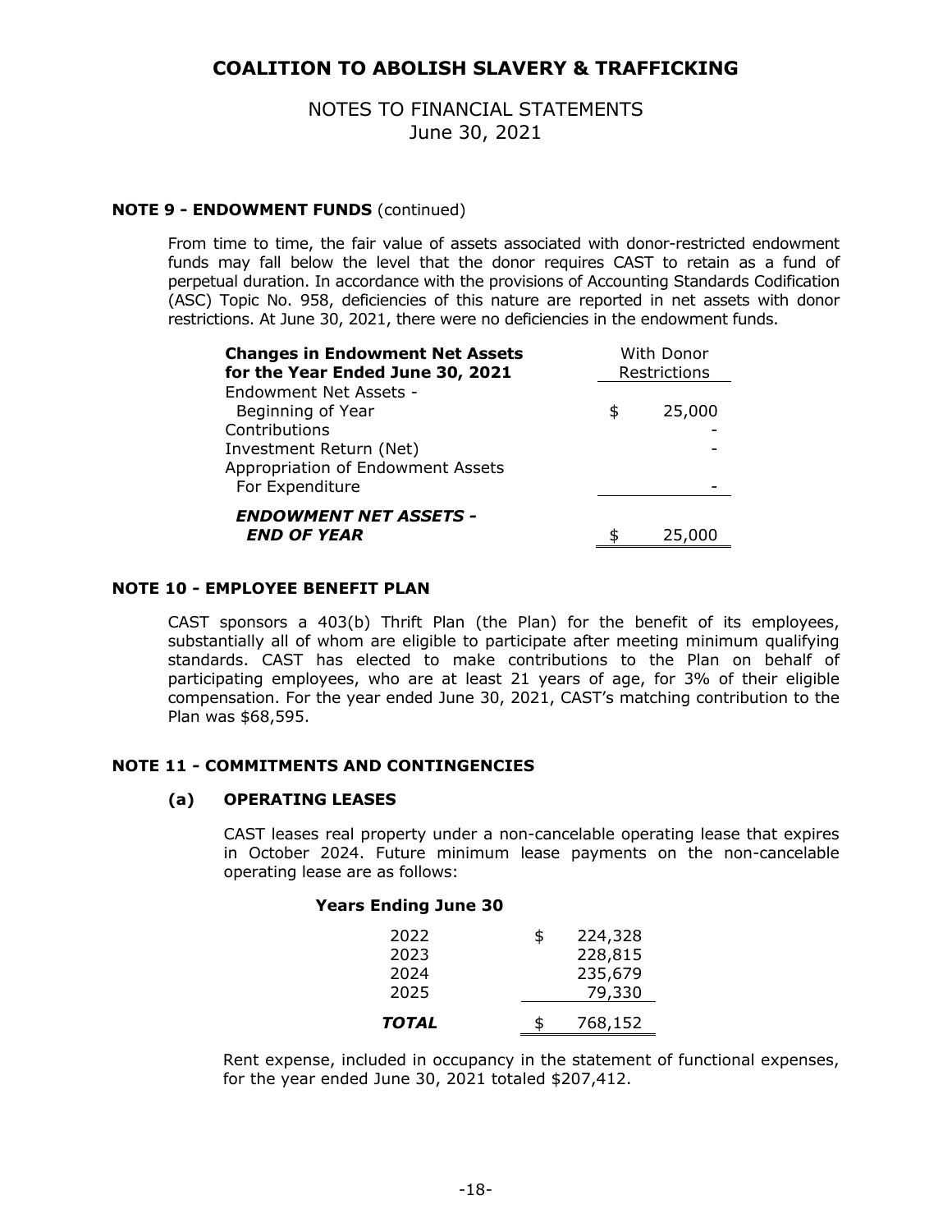### NOTE 9 - ENDOWMENT FUNDS (continued)

From time to time, the fair value of assets associated with donor-restricted endowment funds may fall below the level that the donor requires CAST to retain as a fund of perpetual duration. In accordance with the provisions of Accounting Standards Codification (ASC) Topic No. 958, deficiencies of this nature are reported in net assets with donor restrictions. At June 30, 2021, there were no deficiencies in the endowment funds.

| **Changes in Endowment Net Assets for the Year Ended June 30, 2021** | With Donor Restrictions |
|---|---|
| Endowment Net Assets - Beginning of Year | $ 25,000 |
| Contributions | - |
| Investment Return (Net) | - |
| Appropriation of Endowment Assets For Expenditure | - |
| ***ENDOWMENT NET ASSETS - END OF YEAR*** | $ 25,000 |

### NOTE 10 - EMPLOYEE BENEFIT PLAN

CAST sponsors a 403(b) Thrift Plan (the Plan) for the benefit of its employees, substantially all of whom are eligible to participate after meeting minimum qualifying standards. CAST has elected to make contributions to the Plan on behalf of participating employees, who are at least 21 years of age, for 3% of their eligible compensation. For the year ended June 30, 2021, CAST's matching contribution to the Plan was $68,595.

### NOTE 11 - COMMITMENTS AND CONTINGENCIES

#### (a) OPERATING LEASES

CAST leases real property under a non-cancelable operating lease that expires in October 2024. Future minimum lease payments on the non-cancelable operating lease are as follows:

| **Years Ending June 30** | |
|---|---|
| 2022 | $ 224,328 |
| 2023 | 228,815 |
| 2024 | 235,679 |
| 2025 | 79,330 |
| ***TOTAL*** | $ 768,152 |

Rent expense, included in occupancy in the statement of functional expenses, for the year ended June 30, 2021 totaled $207,412.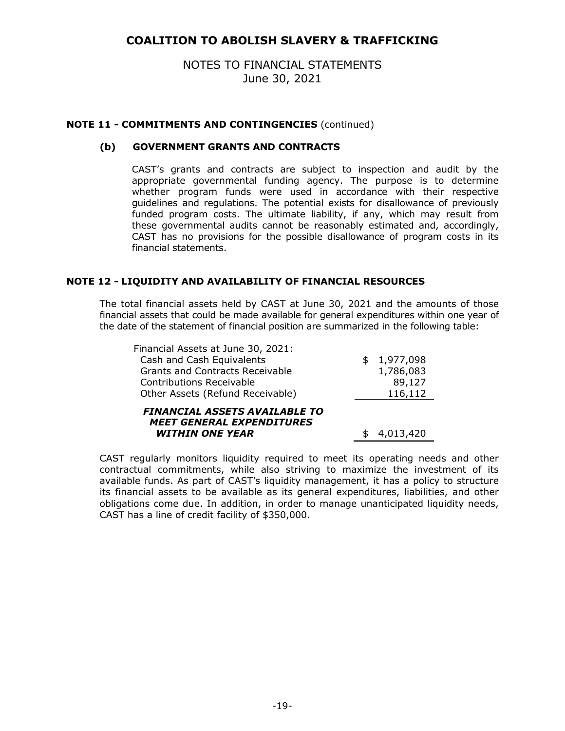# COALITION TO ABOLISH SLAVERY & TRAFFICKING

NOTES TO FINANCIAL STATEMENTS
June 30, 2021

**NOTE 11 - COMMITMENTS AND CONTINGENCIES** (continued)

**(b) GOVERNMENT GRANTS AND CONTRACTS**

CAST's grants and contracts are subject to inspection and audit by the appropriate governmental funding agency. The purpose is to determine whether program funds were used in accordance with their respective guidelines and regulations. The potential exists for disallowance of previously funded program costs. The ultimate liability, if any, which may result from these governmental audits cannot be reasonably estimated and, accordingly, CAST has no provisions for the possible disallowance of program costs in its financial statements.

**NOTE 12 - LIQUIDITY AND AVAILABILITY OF FINANCIAL RESOURCES**

The total financial assets held by CAST at June 30, 2021 and the amounts of those financial assets that could be made available for general expenditures within one year of the date of the statement of financial position are summarized in the following table:

| | |
|---|---|
| Financial Assets at June 30, 2021: | |
| Cash and Cash Equivalents | $ 1,977,098 |
| Grants and Contracts Receivable | 1,786,083 |
| Contributions Receivable | 89,127 |
| Other Assets (Refund Receivable) | 116,112 |
| ***FINANCIAL ASSETS AVAILABLE TO MEET GENERAL EXPENDITURES WITHIN ONE YEAR*** | $ 4,013,420 |

CAST regularly monitors liquidity required to meet its operating needs and other contractual commitments, while also striving to maximize the investment of its available funds. As part of CAST's liquidity management, it has a policy to structure its financial assets to be available as its general expenditures, liabilities, and other obligations come due. In addition, in order to manage unanticipated liquidity needs, CAST has a line of credit facility of $350,000.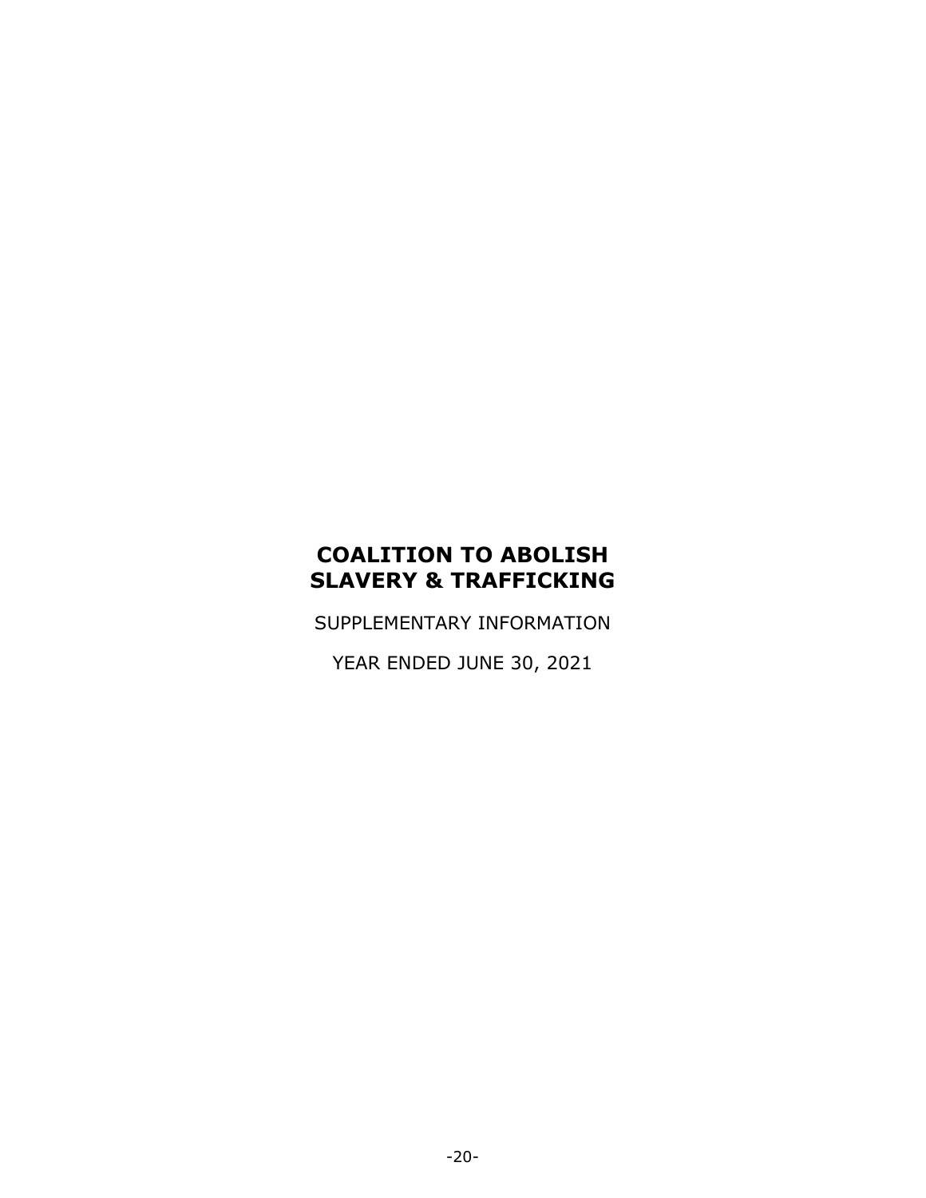# COALITION TO ABOLISH SLAVERY & TRAFFICKING

SUPPLEMENTARY INFORMATION

YEAR ENDED JUNE 30, 2021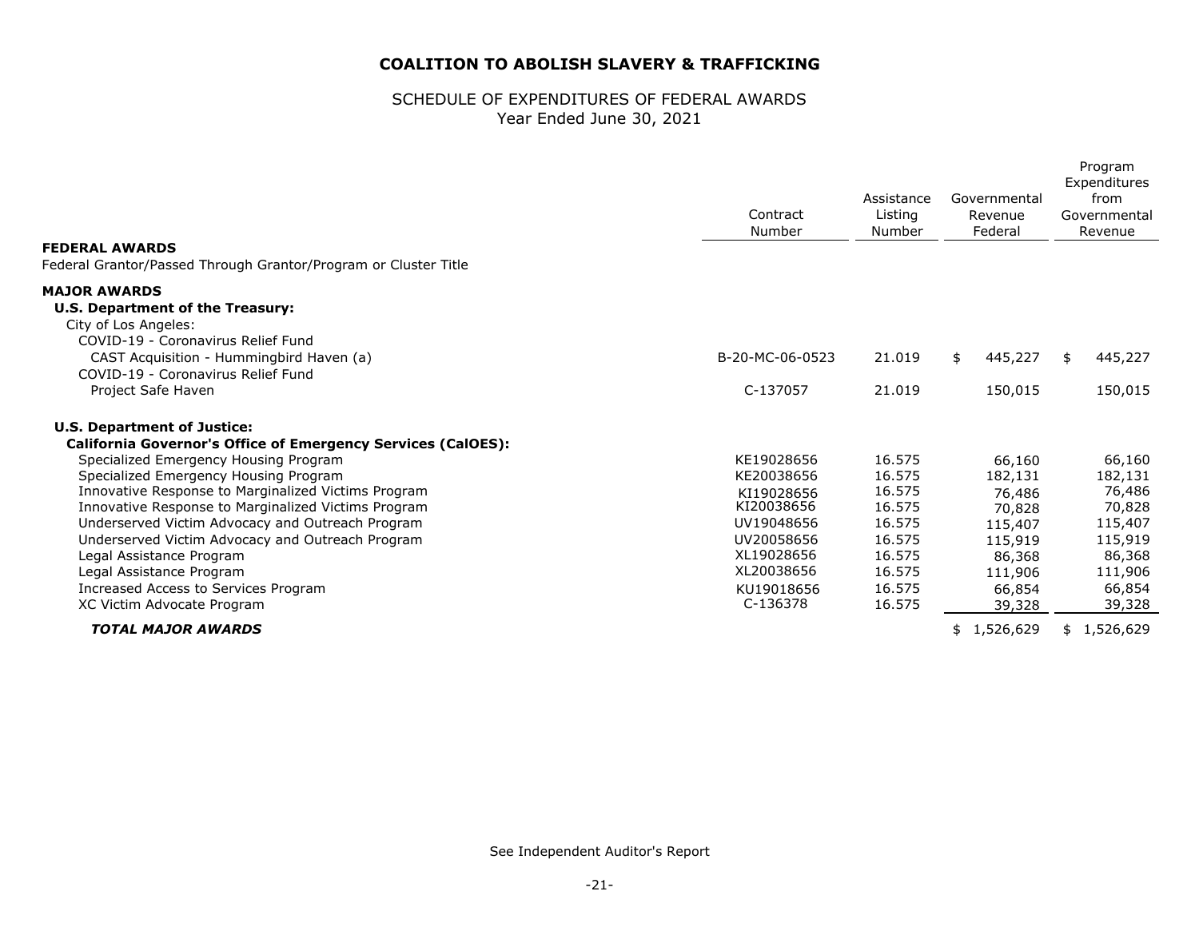# COALITION TO ABOLISH SLAVERY & TRAFFICKING

## SCHEDULE OF EXPENDITURES OF FEDERAL AWARDS
Year Ended June 30, 2021

| | Contract Number | Assistance Listing Number | Governmental Revenue Federal | Program Expenditures from Governmental Revenue |
|---|---|---|---|---|
| **FEDERAL AWARDS** | | | | |
| Federal Grantor/Passed Through Grantor/Program or Cluster Title | | | | |
| **MAJOR AWARDS** | | | | |
| **U.S. Department of the Treasury:** | | | | |
| City of Los Angeles: | | | | |
| COVID-19 - Coronavirus Relief Fund | | | | |
| CAST Acquisition - Hummingbird Haven (a) | B-20-MC-06-0523 | 21.019 | $ 445,227 | $ 445,227 |
| COVID-19 - Coronavirus Relief Fund | | | | |
| Project Safe Haven | C-137057 | 21.019 | 150,015 | 150,015 |
| **U.S. Department of Justice:** | | | | |
| **California Governor's Office of Emergency Services (CalOES):** | | | | |
| Specialized Emergency Housing Program | KE19028656 | 16.575 | 66,160 | 66,160 |
| Specialized Emergency Housing Program | KE20038656 | 16.575 | 182,131 | 182,131 |
| Innovative Response to Marginalized Victims Program | KI19028656 | 16.575 | 76,486 | 76,486 |
| Innovative Response to Marginalized Victims Program | KI20038656 | 16.575 | 70,828 | 70,828 |
| Underserved Victim Advocacy and Outreach Program | UV19048656 | 16.575 | 115,407 | 115,407 |
| Underserved Victim Advocacy and Outreach Program | UV20058656 | 16.575 | 115,919 | 115,919 |
| Legal Assistance Program | XL19028656 | 16.575 | 86,368 | 86,368 |
| Legal Assistance Program | XL20038656 | 16.575 | 111,906 | 111,906 |
| Increased Access to Services Program | KU19018656 | 16.575 | 66,854 | 66,854 |
| XC Victim Advocate Program | C-136378 | 16.575 | 39,328 | 39,328 |
| ***TOTAL MAJOR AWARDS*** | | | $ 1,526,629 | $ 1,526,629 |

See Independent Auditor's Report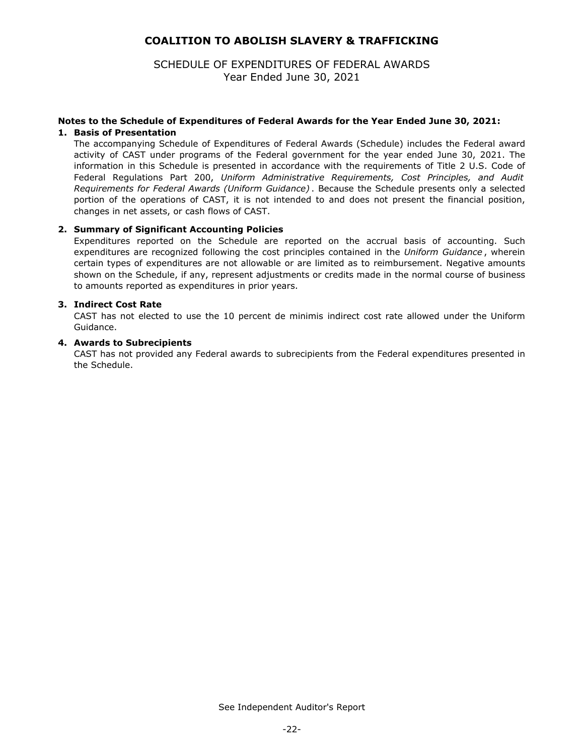# COALITION TO ABOLISH SLAVERY & TRAFFICKING

## SCHEDULE OF EXPENDITURES OF FEDERAL AWARDS
Year Ended June 30, 2021

**Notes to the Schedule of Expenditures of Federal Awards for the Year Ended June 30, 2021:**

**1. Basis of Presentation**

The accompanying Schedule of Expenditures of Federal Awards (Schedule) includes the Federal award activity of CAST under programs of the Federal government for the year ended June 30, 2021. The information in this Schedule is presented in accordance with the requirements of Title 2 U.S. Code of Federal Regulations Part 200, *Uniform Administrative Requirements, Cost Principles, and Audit Requirements for Federal Awards (Uniform Guidance)*. Because the Schedule presents only a selected portion of the operations of CAST, it is not intended to and does not present the financial position, changes in net assets, or cash flows of CAST.

**2. Summary of Significant Accounting Policies**

Expenditures reported on the Schedule are reported on the accrual basis of accounting. Such expenditures are recognized following the cost principles contained in the *Uniform Guidance*, wherein certain types of expenditures are not allowable or are limited as to reimbursement. Negative amounts shown on the Schedule, if any, represent adjustments or credits made in the normal course of business to amounts reported as expenditures in prior years.

**3. Indirect Cost Rate**

CAST has not elected to use the 10 percent de minimis indirect cost rate allowed under the Uniform Guidance.

**4. Awards to Subrecipients**

CAST has not provided any Federal awards to subrecipients from the Federal expenditures presented in the Schedule.

See Independent Auditor's Report